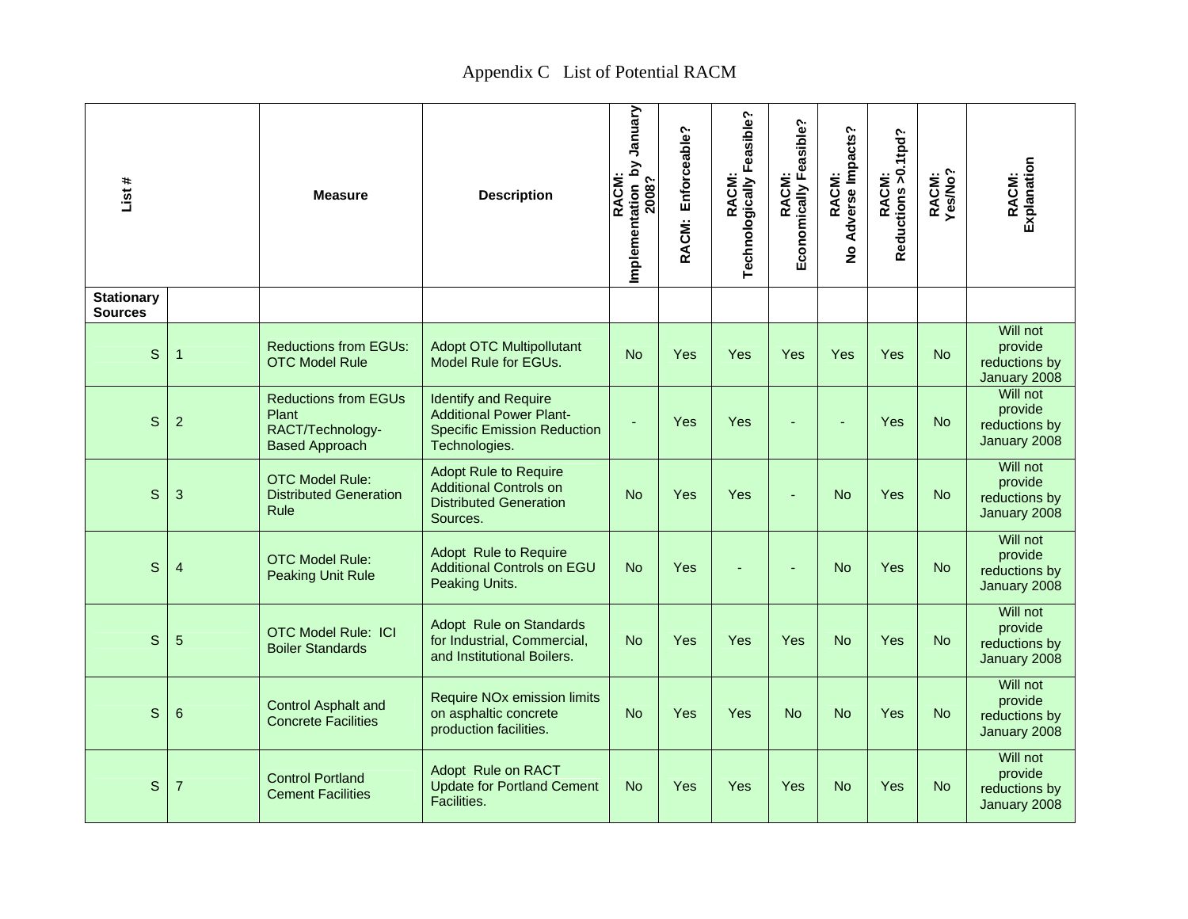Appendix C List of Potential RACM

| List # | | Measure | Description | RACM: Implementation by January 2008? | RACM: Enforceable? | RACM: Technologically Feasible? | RACM: Economically Feasible? | RACM: No Adverse Impacts? | RACM: Reductions >0.1tpd? | RACM: Yes/No? | RACM: Explanation |
|---|---|---|---|---|---|---|---|---|---|---|---|
| **Stationary Sources** | | | | | | | | | | | |
| S | 1 | Reductions from EGUs: OTC Model Rule | Adopt OTC Multipollutant Model Rule for EGUs. | No | Yes | Yes | Yes | Yes | Yes | No | Will not provide reductions by January 2008 |
| S | 2 | Reductions from EGUs Plant RACT/Technology-Based Approach | Identify and Require Additional Power Plant-Specific Emission Reduction Technologies. | - | Yes | Yes | - | - | Yes | No | Will not provide reductions by January 2008 |
| S | 3 | OTC Model Rule: Distributed Generation Rule | Adopt Rule to Require Additional Controls on Distributed Generation Sources. | No | Yes | Yes | - | No | Yes | No | Will not provide reductions by January 2008 |
| S | 4 | OTC Model Rule: Peaking Unit Rule | Adopt Rule to Require Additional Controls on EGU Peaking Units. | No | Yes | - | - | No | Yes | No | Will not provide reductions by January 2008 |
| S | 5 | OTC Model Rule: ICI Boiler Standards | Adopt Rule on Standards for Industrial, Commercial, and Institutional Boilers. | No | Yes | Yes | Yes | No | Yes | No | Will not provide reductions by January 2008 |
| S | 6 | Control Asphalt and Concrete Facilities | Require NOx emission limits on asphaltic concrete production facilities. | No | Yes | Yes | No | No | Yes | No | Will not provide reductions by January 2008 |
| S | 7 | Control Portland Cement Facilities | Adopt Rule on RACT Update for Portland Cement Facilities. | No | Yes | Yes | Yes | No | Yes | No | Will not provide reductions by January 2008 |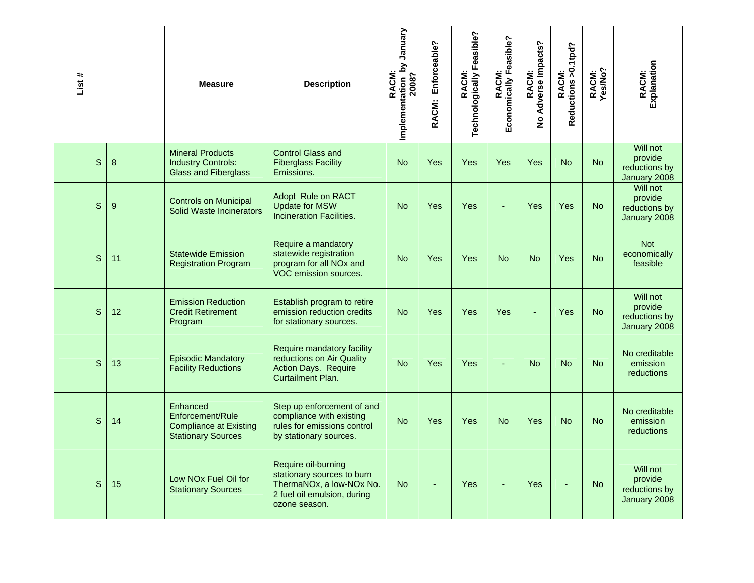| List # | | Measure | Description | RACM: Implementation by January 2008? | RACM: Enforceable? | RACM: Technologically Feasible? | RACM: Economically Feasible? | RACM: No Adverse Impacts? | RACM: Reductions >0.1tpd? | RACM: Yes/No? | RACM: Explanation |
|---|---|---|---|---|---|---|---|---|---|---|---|
| S | 8 | Mineral Products Industry Controls: Glass and Fiberglass | Control Glass and Fiberglass Facility Emissions. | No | Yes | Yes | Yes | Yes | No | No | Will not provide reductions by January 2008 |
| S | 9 | Controls on Municipal Solid Waste Incinerators | Adopt Rule on RACT Update for MSW Incineration Facilities. | No | Yes | Yes | - | Yes | Yes | No | Will not provide reductions by January 2008 |
| S | 11 | Statewide Emission Registration Program | Require a mandatory statewide registration program for all NOx and VOC emission sources. | No | Yes | Yes | No | No | Yes | No | Not economically feasible |
| S | 12 | Emission Reduction Credit Retirement Program | Establish program to retire emission reduction credits for stationary sources. | No | Yes | Yes | Yes | - | Yes | No | Will not provide reductions by January 2008 |
| S | 13 | Episodic Mandatory Facility Reductions | Require mandatory facility reductions on Air Quality Action Days. Require Curtailment Plan. | No | Yes | Yes | - | No | No | No | No creditable emission reductions |
| S | 14 | Enhanced Enforcement/Rule Compliance at Existing Stationary Sources | Step up enforcement of and compliance with existing rules for emissions control by stationary sources. | No | Yes | Yes | No | Yes | No | No | No creditable emission reductions |
| S | 15 | Low NOx Fuel Oil for Stationary Sources | Require oil-burning stationary sources to burn ThermaNOx, a low-NOx No. 2 fuel oil emulsion, during ozone season. | No | - | Yes | - | Yes | - | No | Will not provide reductions by January 2008 |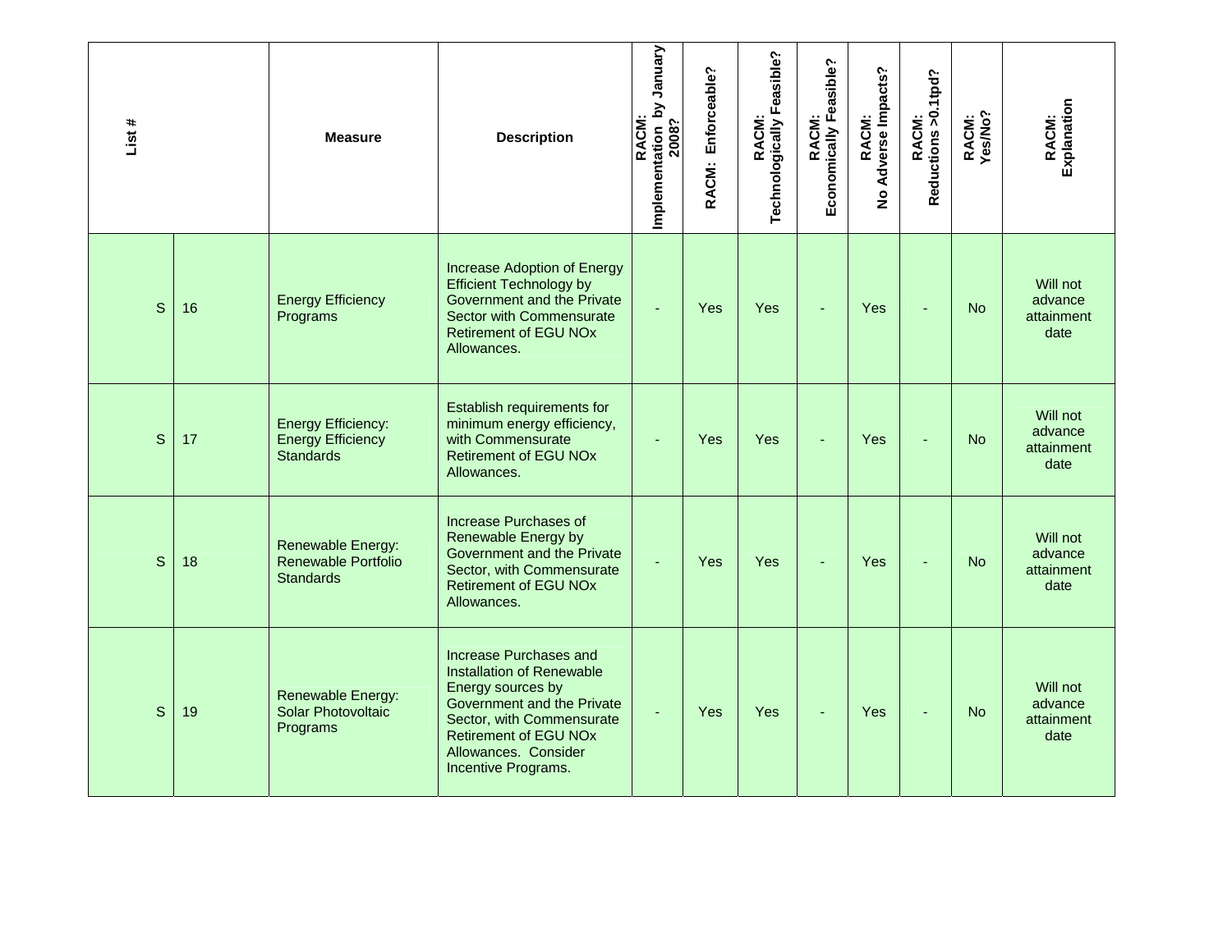| List # | | Measure | Description | RACM: Implementation by January 2008? | RACM: Enforceable? | RACM: Technologically Feasible? | RACM: Economically Feasible? | RACM: No Adverse Impacts? | RACM: Reductions >0.1tpd? | RACM: Yes/No? | RACM: Explanation |
|---|---|---|---|---|---|---|---|---|---|---|---|
| S | 16 | Energy Efficiency Programs | Increase Adoption of Energy Efficient Technology by Government and the Private Sector with Commensurate Retirement of EGU NOx Allowances. | - | Yes | Yes | - | Yes | - | No | Will not advance attainment date |
| S | 17 | Energy Efficiency: Energy Efficiency Standards | Establish requirements for minimum energy efficiency, with Commensurate Retirement of EGU NOx Allowances. | - | Yes | Yes | - | Yes | - | No | Will not advance attainment date |
| S | 18 | Renewable Energy: Renewable Portfolio Standards | Increase Purchases of Renewable Energy by Government and the Private Sector, with Commensurate Retirement of EGU NOx Allowances. | - | Yes | Yes | - | Yes | - | No | Will not advance attainment date |
| S | 19 | Renewable Energy: Solar Photovoltaic Programs | Increase Purchases and Installation of Renewable Energy sources by Government and the Private Sector, with Commensurate Retirement of EGU NOx Allowances. Consider Incentive Programs. | - | Yes | Yes | - | Yes | - | No | Will not advance attainment date |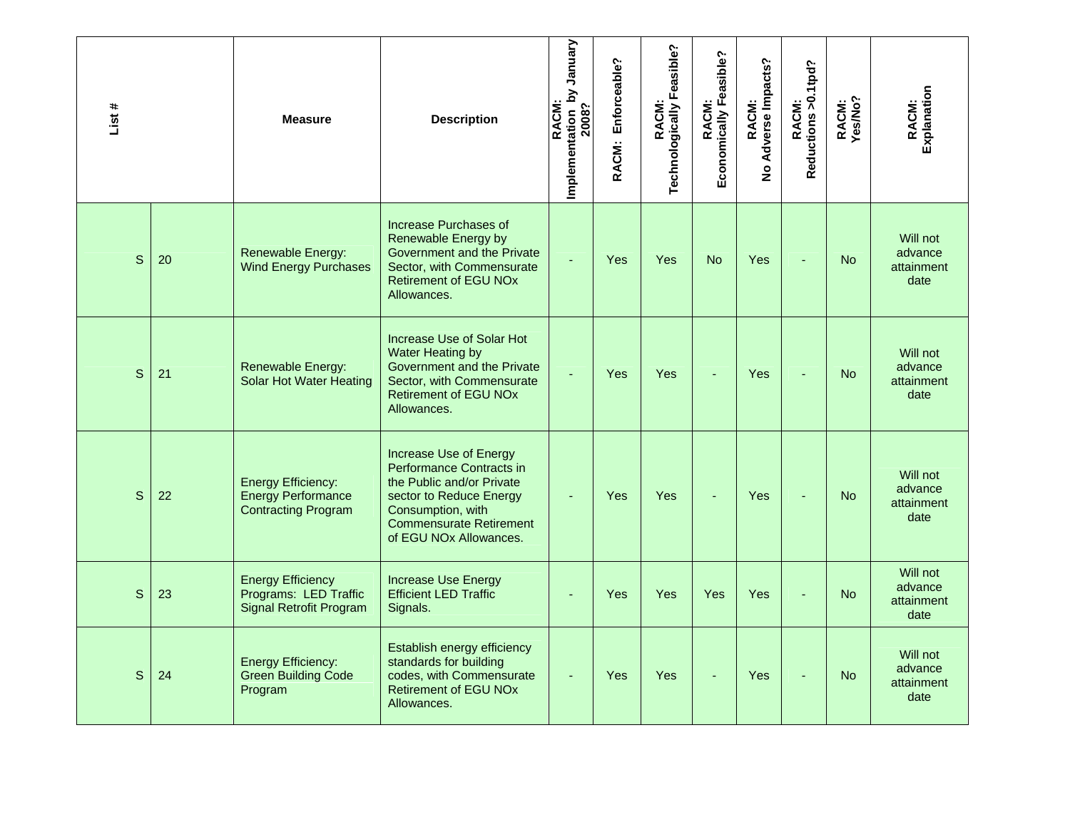| List # | | Measure | Description | RACM: Implementation by January 2008? | RACM: Enforceable? | RACM: Technologically Feasible? | RACM: Economically Feasible? | RACM: No Adverse Impacts? | RACM: Reductions >0.1tpd? | RACM: Yes/No? | RACM: Explanation |
|---|---|---|---|---|---|---|---|---|---|---|---|
| S | 20 | Renewable Energy: Wind Energy Purchases | Increase Purchases of Renewable Energy by Government and the Private Sector, with Commensurate Retirement of EGU NOx Allowances. | - | Yes | Yes | No | Yes | - | No | Will not advance attainment date |
| S | 21 | Renewable Energy: Solar Hot Water Heating | Increase Use of Solar Hot Water Heating by Government and the Private Sector, with Commensurate Retirement of EGU NOx Allowances. | - | Yes | Yes | - | Yes | - | No | Will not advance attainment date |
| S | 22 | Energy Efficiency: Energy Performance Contracting Program | Increase Use of Energy Performance Contracts in the Public and/or Private sector to Reduce Energy Consumption, with Commensurate Retirement of EGU NOx Allowances. | - | Yes | Yes | - | Yes | - | No | Will not advance attainment date |
| S | 23 | Energy Efficiency Programs: LED Traffic Signal Retrofit Program | Increase Use Energy Efficient LED Traffic Signals. | - | Yes | Yes | Yes | Yes | - | No | Will not advance attainment date |
| S | 24 | Energy Efficiency: Green Building Code Program | Establish energy efficiency standards for building codes, with Commensurate Retirement of EGU NOx Allowances. | - | Yes | Yes | - | Yes | - | No | Will not advance attainment date |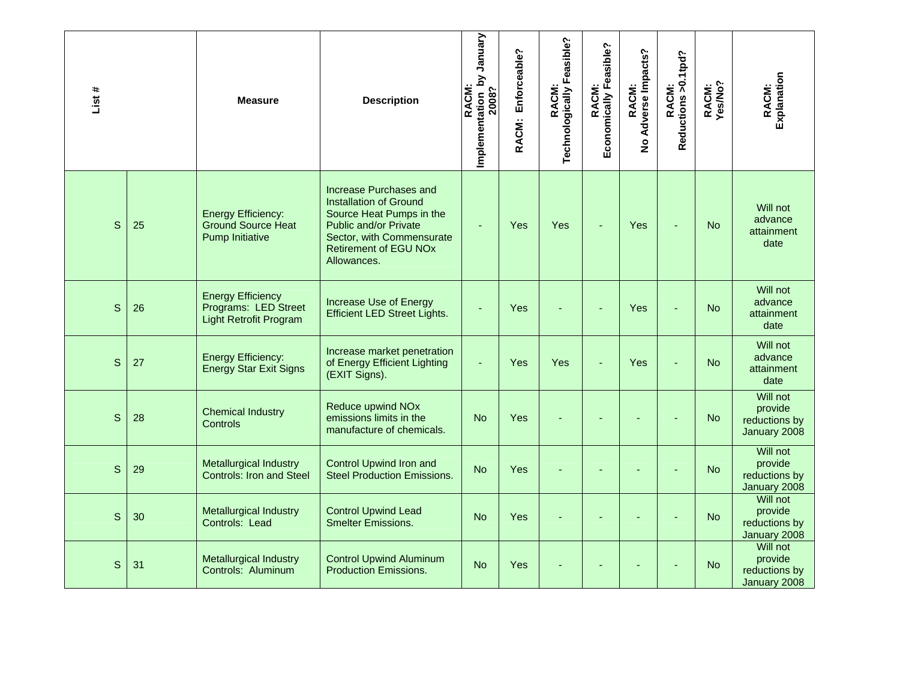| List # | | Measure | Description | RACM: Implementation by January 2008? | RACM: Enforceable? | RACM: Technologically Feasible? | RACM: Economically Feasible? | RACM: No Adverse Impacts? | RACM: Reductions >0.1tpd? | RACM: Yes/No? | RACM: Explanation |
|---|---|---|---|---|---|---|---|---|---|---|---|
| S | 25 | Energy Efficiency: Ground Source Heat Pump Initiative | Increase Purchases and Installation of Ground Source Heat Pumps in the Public and/or Private Sector, with Commensurate Retirement of EGU NOx Allowances. | - | Yes | Yes | - | Yes | - | No | Will not advance attainment date |
| S | 26 | Energy Efficiency Programs: LED Street Light Retrofit Program | Increase Use of Energy Efficient LED Street Lights. | - | Yes | - | - | Yes | - | No | Will not advance attainment date |
| S | 27 | Energy Efficiency: Energy Star Exit Signs | Increase market penetration of Energy Efficient Lighting (EXIT Signs). | - | Yes | Yes | - | Yes | - | No | Will not advance attainment date |
| S | 28 | Chemical Industry Controls | Reduce upwind NOx emissions limits in the manufacture of chemicals. | No | Yes | - | - | - | - | No | Will not provide reductions by January 2008 |
| S | 29 | Metallurgical Industry Controls: Iron and Steel | Control Upwind Iron and Steel Production Emissions. | No | Yes | - | - | - | - | No | Will not provide reductions by January 2008 |
| S | 30 | Metallurgical Industry Controls: Lead | Control Upwind Lead Smelter Emissions. | No | Yes | - | - | - | - | No | Will not provide reductions by January 2008 |
| S | 31 | Metallurgical Industry Controls: Aluminum | Control Upwind Aluminum Production Emissions. | No | Yes | - | - | - | - | No | Will not provide reductions by January 2008 |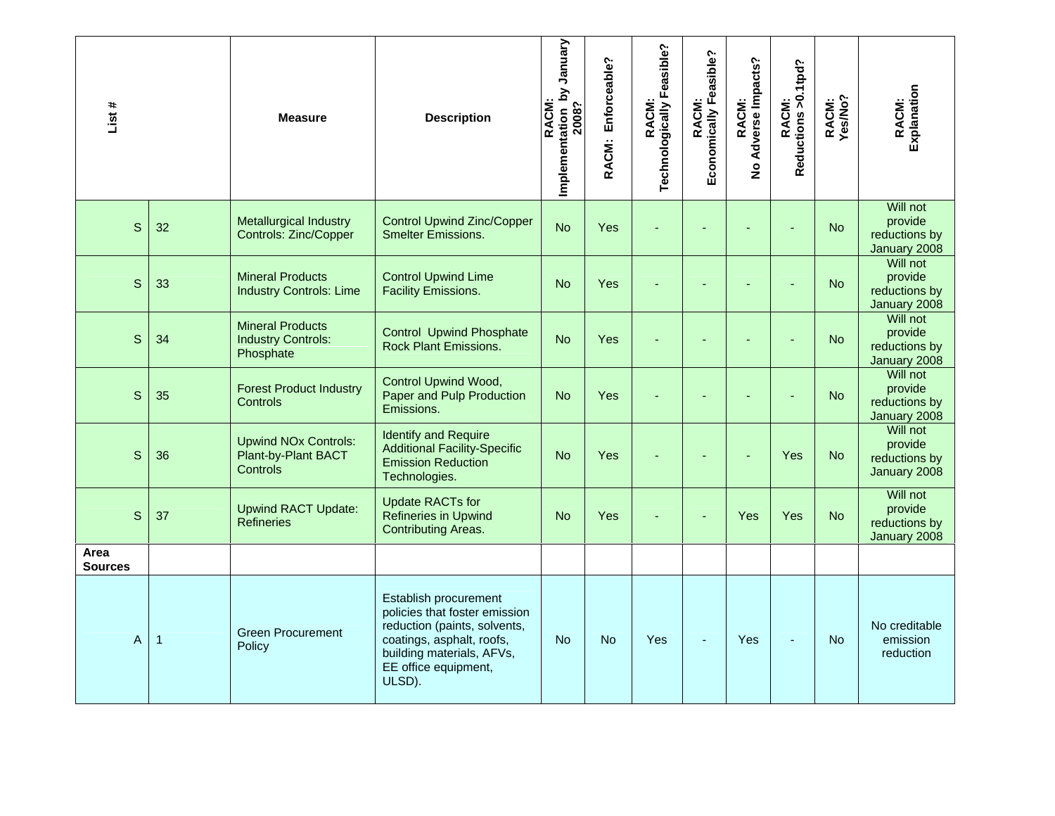| List # | | Measure | Description | RACM: Implementation by January 2008? | RACM: Enforceable? | RACM: Technologically Feasible? | RACM: Economically Feasible? | RACM: No Adverse Impacts? | RACM: Reductions >0.1tpd? | RACM: Yes/No? | RACM: Explanation |
|---|---|---|---|---|---|---|---|---|---|---|---|
| S | 32 | Metallurgical Industry Controls: Zinc/Copper | Control Upwind Zinc/Copper Smelter Emissions. | No | Yes | - | - | - | - | No | Will not provide reductions by January 2008 |
| S | 33 | Mineral Products Industry Controls: Lime | Control Upwind Lime Facility Emissions. | No | Yes | - | - | - | - | No | Will not provide reductions by January 2008 |
| S | 34 | Mineral Products Industry Controls: Phosphate | Control Upwind Phosphate Rock Plant Emissions. | No | Yes | - | - | - | - | No | Will not provide reductions by January 2008 |
| S | 35 | Forest Product Industry Controls | Control Upwind Wood, Paper and Pulp Production Emissions. | No | Yes | - | - | - | - | No | Will not provide reductions by January 2008 |
| S | 36 | Upwind NOx Controls: Plant-by-Plant BACT Controls | Identify and Require Additional Facility-Specific Emission Reduction Technologies. | No | Yes | - | - | - | Yes | No | Will not provide reductions by January 2008 |
| S | 37 | Upwind RACT Update: Refineries | Update RACTs for Refineries in Upwind Contributing Areas. | No | Yes | - | - | Yes | Yes | No | Will not provide reductions by January 2008 |
| **Area Sources** | | | | | | | | | | | |
| A | 1 | Green Procurement Policy | Establish procurement policies that foster emission reduction (paints, solvents, coatings, asphalt, roofs, building materials, AFVs, EE office equipment, ULSD). | No | No | Yes | - | Yes | - | No | No creditable emission reduction |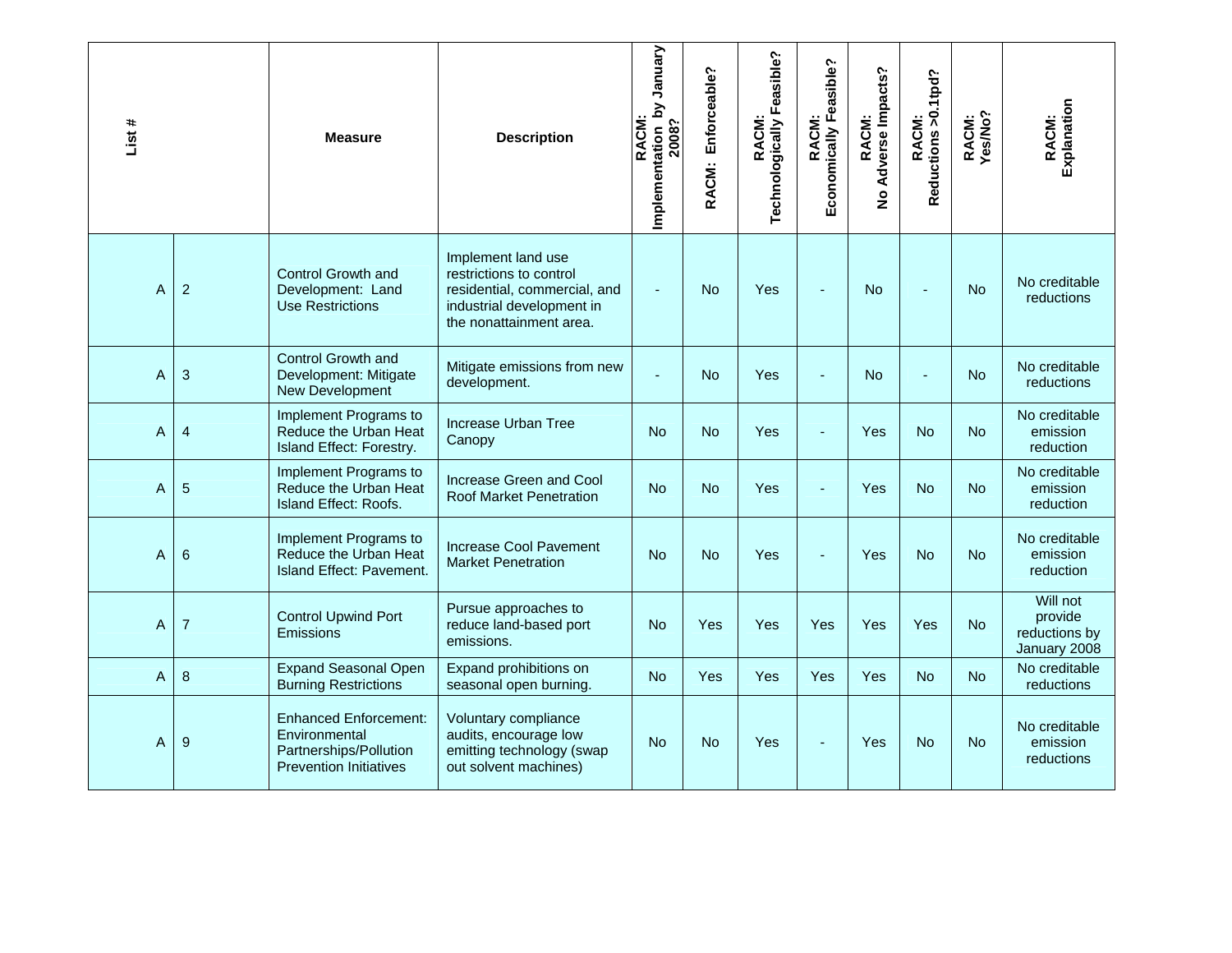| List # | | Measure | Description | RACM: Implementation by January 2008? | RACM: Enforceable? | RACM: Technologically Feasible? | RACM: Economically Feasible? | RACM: No Adverse Impacts? | RACM: Reductions >0.1tpd? | RACM: Yes/No? | RACM: Explanation |
|---|---|---|---|---|---|---|---|---|---|---|---|
| A | 2 | Control Growth and Development: Land Use Restrictions | Implement land use restrictions to control residential, commercial, and industrial development in the nonattainment area. | - | No | Yes | - | No | - | No | No creditable reductions |
| A | 3 | Control Growth and Development: Mitigate New Development | Mitigate emissions from new development. | - | No | Yes | - | No | - | No | No creditable reductions |
| A | 4 | Implement Programs to Reduce the Urban Heat Island Effect: Forestry. | Increase Urban Tree Canopy | No | No | Yes | - | Yes | No | No | No creditable emission reduction |
| A | 5 | Implement Programs to Reduce the Urban Heat Island Effect: Roofs. | Increase Green and Cool Roof Market Penetration | No | No | Yes | - | Yes | No | No | No creditable emission reduction |
| A | 6 | Implement Programs to Reduce the Urban Heat Island Effect: Pavement. | Increase Cool Pavement Market Penetration | No | No | Yes | - | Yes | No | No | No creditable emission reduction |
| A | 7 | Control Upwind Port Emissions | Pursue approaches to reduce land-based port emissions. | No | Yes | Yes | Yes | Yes | Yes | No | Will not provide reductions by January 2008 |
| A | 8 | Expand Seasonal Open Burning Restrictions | Expand prohibitions on seasonal open burning. | No | Yes | Yes | Yes | Yes | No | No | No creditable reductions |
| A | 9 | Enhanced Enforcement: Environmental Partnerships/Pollution Prevention Initiatives | Voluntary compliance audits, encourage low emitting technology (swap out solvent machines) | No | No | Yes | - | Yes | No | No | No creditable emission reductions |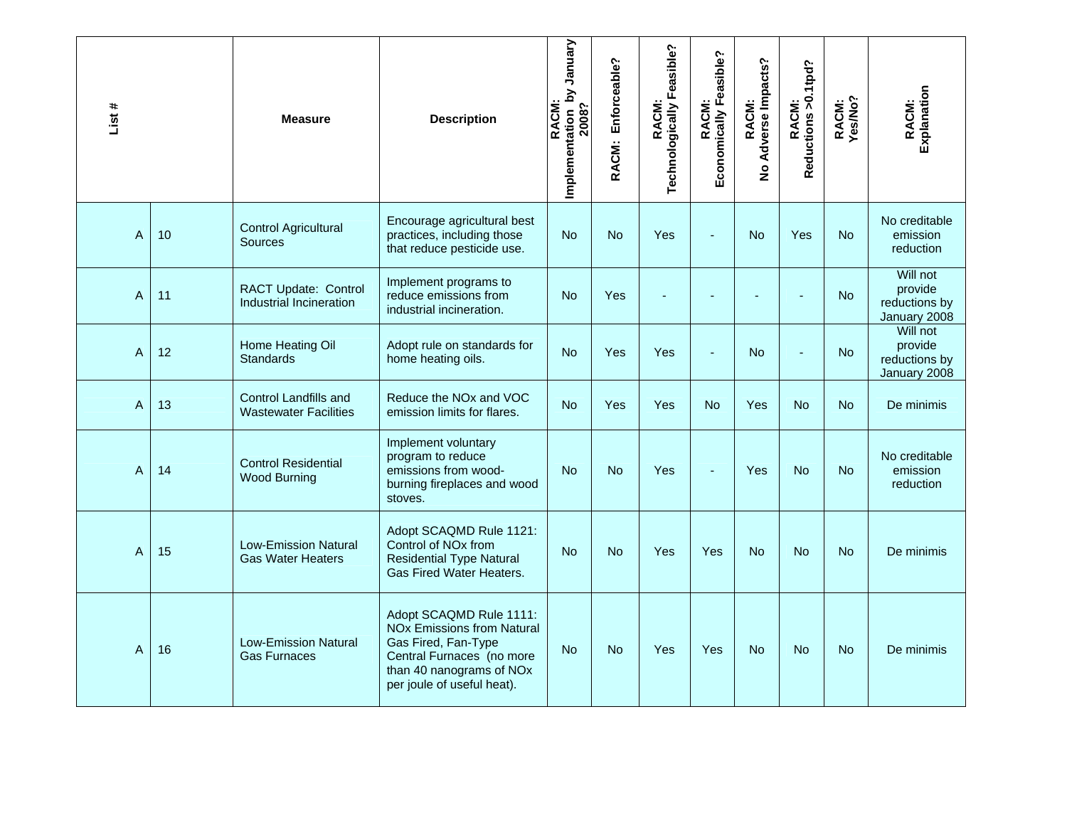| List # | | Measure | Description | RACM: Implementation by January 2008? | RACM: Enforceable? | RACM: Technologically Feasible? | RACM: Economically Feasible? | RACM: No Adverse Impacts? | RACM: Reductions >0.1tpd? | RACM: Yes/No? | RACM: Explanation |
|---|---|---|---|---|---|---|---|---|---|---|---|
| A | 10 | Control Agricultural Sources | Encourage agricultural best practices, including those that reduce pesticide use. | No | No | Yes | - | No | Yes | No | No creditable emission reduction |
| A | 11 | RACT Update: Control Industrial Incineration | Implement programs to reduce emissions from industrial incineration. | No | Yes | - | - | - | - | No | Will not provide reductions by January 2008 |
| A | 12 | Home Heating Oil Standards | Adopt rule on standards for home heating oils. | No | Yes | Yes | - | No | - | No | Will not provide reductions by January 2008 |
| A | 13 | Control Landfills and Wastewater Facilities | Reduce the NOx and VOC emission limits for flares. | No | Yes | Yes | No | Yes | No | No | De minimis |
| A | 14 | Control Residential Wood Burning | Implement voluntary program to reduce emissions from wood-burning fireplaces and wood stoves. | No | No | Yes | - | Yes | No | No | No creditable emission reduction |
| A | 15 | Low-Emission Natural Gas Water Heaters | Adopt SCAQMD Rule 1121: Control of NOx from Residential Type Natural Gas Fired Water Heaters. | No | No | Yes | Yes | No | No | No | De minimis |
| A | 16 | Low-Emission Natural Gas Furnaces | Adopt SCAQMD Rule 1111: NOx Emissions from Natural Gas Fired, Fan-Type Central Furnaces (no more than 40 nanograms of NOx per joule of useful heat). | No | No | Yes | Yes | No | No | No | De minimis |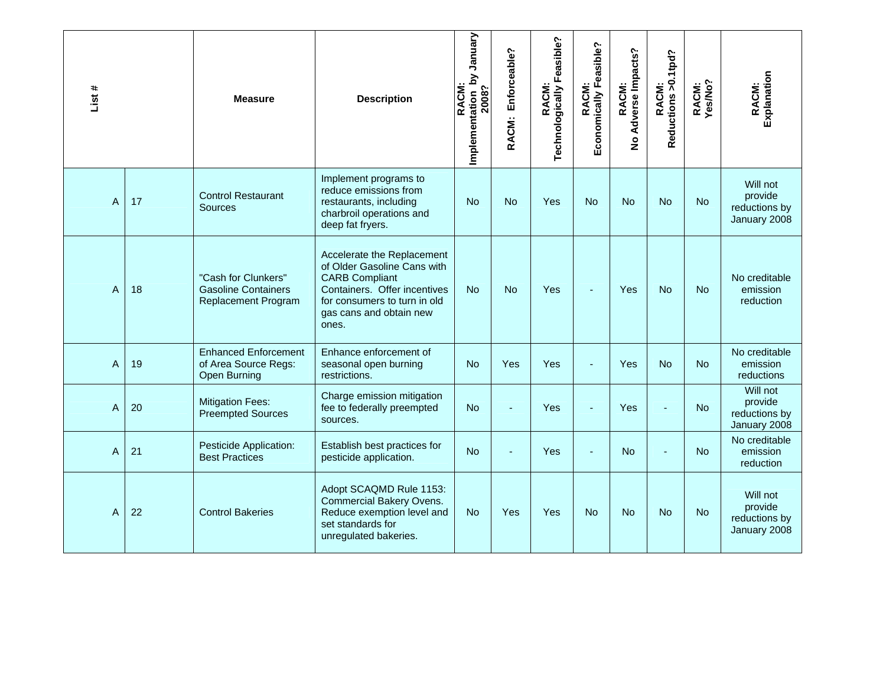| List # | | Measure | Description | RACM: Implementation by January 2008? | RACM: Enforceable? | RACM: Technologically Feasible? | RACM: Economically Feasible? | RACM: No Adverse Impacts? | RACM: Reductions >0.1tpd? | RACM: Yes/No? | RACM: Explanation |
|---|---|---|---|---|---|---|---|---|---|---|---|
| A | 17 | Control Restaurant Sources | Implement programs to reduce emissions from restaurants, including charbroil operations and deep fat fryers. | No | No | Yes | No | No | No | No | Will not provide reductions by January 2008 |
| A | 18 | "Cash for Clunkers" Gasoline Containers Replacement Program | Accelerate the Replacement of Older Gasoline Cans with CARB Compliant Containers. Offer incentives for consumers to turn in old gas cans and obtain new ones. | No | No | Yes | - | Yes | No | No | No creditable emission reduction |
| A | 19 | Enhanced Enforcement of Area Source Regs: Open Burning | Enhance enforcement of seasonal open burning restrictions. | No | Yes | Yes | - | Yes | No | No | No creditable emission reductions |
| A | 20 | Mitigation Fees: Preempted Sources | Charge emission mitigation fee to federally preempted sources. | No | - | Yes | - | Yes | - | No | Will not provide reductions by January 2008 |
| A | 21 | Pesticide Application: Best Practices | Establish best practices for pesticide application. | No | - | Yes | - | No | - | No | No creditable emission reduction |
| A | 22 | Control Bakeries | Adopt SCAQMD Rule 1153: Commercial Bakery Ovens. Reduce exemption level and set standards for unregulated bakeries. | No | Yes | Yes | No | No | No | No | Will not provide reductions by January 2008 |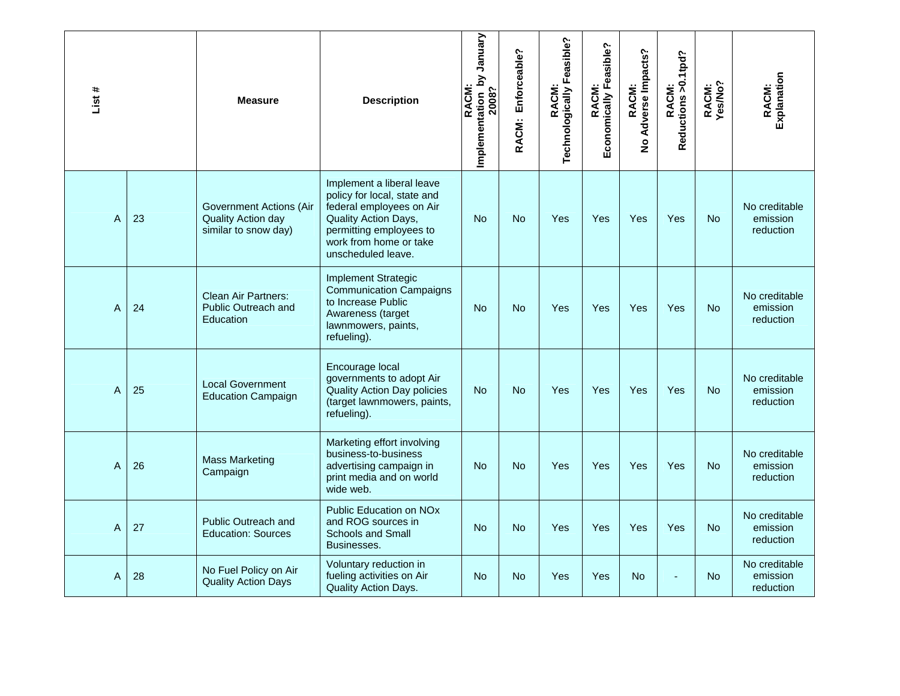| List # | | Measure | Description | RACM: Implementation by January 2008? | RACM: Enforceable? | RACM: Technologically Feasible? | RACM: Economically Feasible? | RACM: No Adverse Impacts? | RACM: Reductions >0.1tpd? | RACM: Yes/No? | RACM: Explanation |
|---|---|---|---|---|---|---|---|---|---|---|---|
| A | 23 | Government Actions (Air Quality Action day similar to snow day) | Implement a liberal leave policy for local, state and federal employees on Air Quality Action Days, permitting employees to work from home or take unscheduled leave. | No | No | Yes | Yes | Yes | Yes | No | No creditable emission reduction |
| A | 24 | Clean Air Partners: Public Outreach and Education | Implement Strategic Communication Campaigns to Increase Public Awareness (target lawnmowers, paints, refueling). | No | No | Yes | Yes | Yes | Yes | No | No creditable emission reduction |
| A | 25 | Local Government Education Campaign | Encourage local governments to adopt Air Quality Action Day policies (target lawnmowers, paints, refueling). | No | No | Yes | Yes | Yes | Yes | No | No creditable emission reduction |
| A | 26 | Mass Marketing Campaign | Marketing effort involving business-to-business advertising campaign in print media and on world wide web. | No | No | Yes | Yes | Yes | Yes | No | No creditable emission reduction |
| A | 27 | Public Outreach and Education: Sources | Public Education on NOx and ROG sources in Schools and Small Businesses. | No | No | Yes | Yes | Yes | Yes | No | No creditable emission reduction |
| A | 28 | No Fuel Policy on Air Quality Action Days | Voluntary reduction in fueling activities on Air Quality Action Days. | No | No | Yes | Yes | No | - | No | No creditable emission reduction |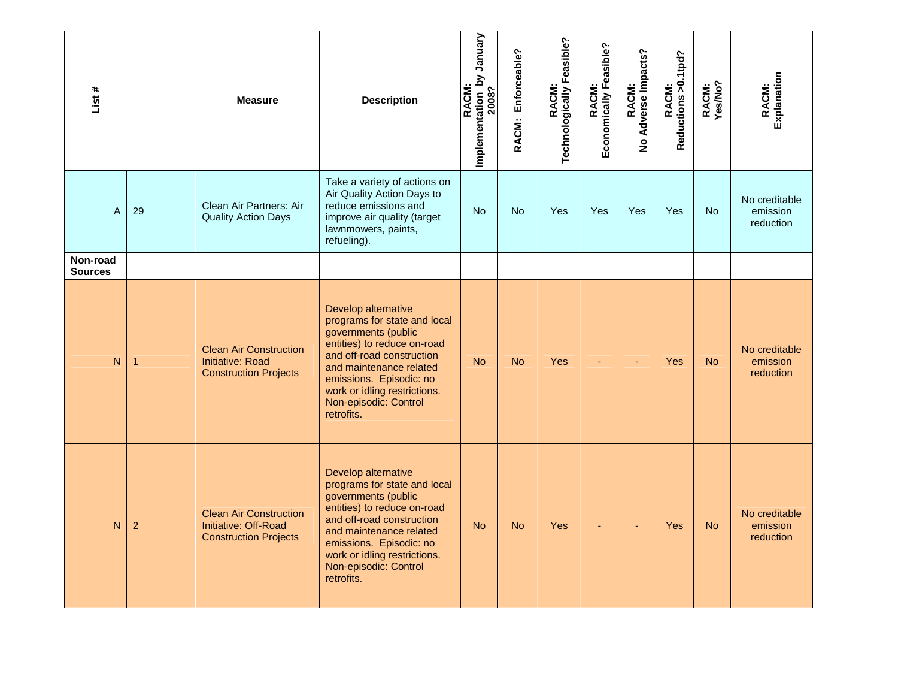| List # | | Measure | Description | RACM: Implementation by January 2008? | RACM: Enforceable? | RACM: Technologically Feasible? | RACM: Economically Feasible? | RACM: No Adverse Impacts? | RACM: Reductions >0.1tpd? | RACM: Yes/No? | RACM: Explanation |
|---|---|---|---|---|---|---|---|---|---|---|---|
| A | 29 | Clean Air Partners: Air Quality Action Days | Take a variety of actions on Air Quality Action Days to reduce emissions and improve air quality (target lawnmowers, paints, refueling). | No | No | Yes | Yes | Yes | Yes | No | No creditable emission reduction |
| **Non-road Sources** | | | | | | | | | | | |
| N | 1 | Clean Air Construction Initiative: Road Construction Projects | Develop alternative programs for state and local governments (public entities) to reduce on-road and off-road construction and maintenance related emissions. Episodic: no work or idling restrictions. Non-episodic: Control retrofits. | No | No | Yes | - | - | Yes | No | No creditable emission reduction |
| N | 2 | Clean Air Construction Initiative: Off-Road Construction Projects | Develop alternative programs for state and local governments (public entities) to reduce on-road and off-road construction and maintenance related emissions. Episodic: no work or idling restrictions. Non-episodic: Control retrofits. | No | No | Yes | - | - | Yes | No | No creditable emission reduction |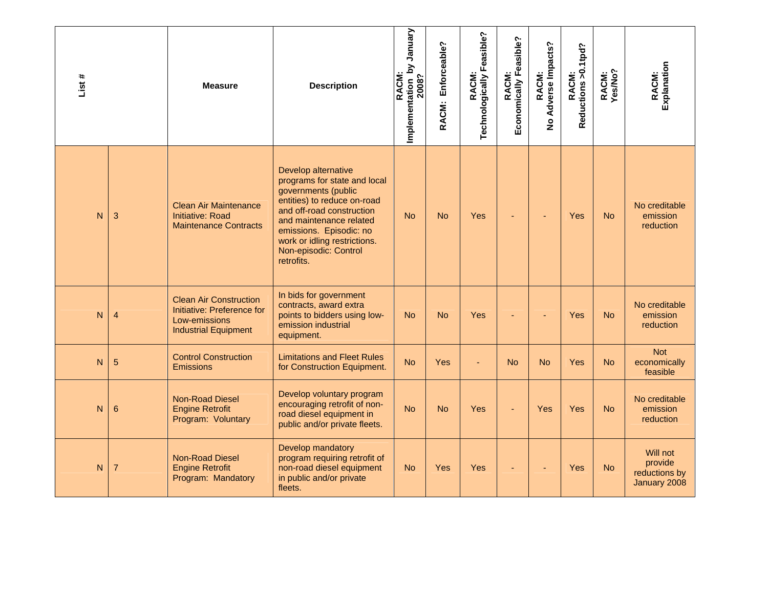| List # | | Measure | Description | RACM: Implementation by January 2008? | RACM: Enforceable? | RACM: Technologically Feasible? | RACM: Economically Feasible? | RACM: No Adverse Impacts? | RACM: Reductions >0.1tpd? | RACM: Yes/No? | RACM: Explanation |
|---|---|---|---|---|---|---|---|---|---|---|---|
| N | 3 | Clean Air Maintenance Initiative: Road Maintenance Contracts | Develop alternative programs for state and local governments (public entities) to reduce on-road and off-road construction and maintenance related emissions. Episodic: no work or idling restrictions. Non-episodic: Control retrofits. | No | No | Yes | - | - | Yes | No | No creditable emission reduction |
| N | 4 | Clean Air Construction Initiative: Preference for Low-emissions Industrial Equipment | In bids for government contracts, award extra points to bidders using low-emission industrial equipment. | No | No | Yes | - | - | Yes | No | No creditable emission reduction |
| N | 5 | Control Construction Emissions | Limitations and Fleet Rules for Construction Equipment. | No | Yes | - | No | No | Yes | No | Not economically feasible |
| N | 6 | Non-Road Diesel Engine Retrofit Program: Voluntary | Develop voluntary program encouraging retrofit of non-road diesel equipment in public and/or private fleets. | No | No | Yes | - | Yes | Yes | No | No creditable emission reduction |
| N | 7 | Non-Road Diesel Engine Retrofit Program: Mandatory | Develop mandatory program requiring retrofit of non-road diesel equipment in public and/or private fleets. | No | Yes | Yes | - | - | Yes | No | Will not provide reductions by January 2008 |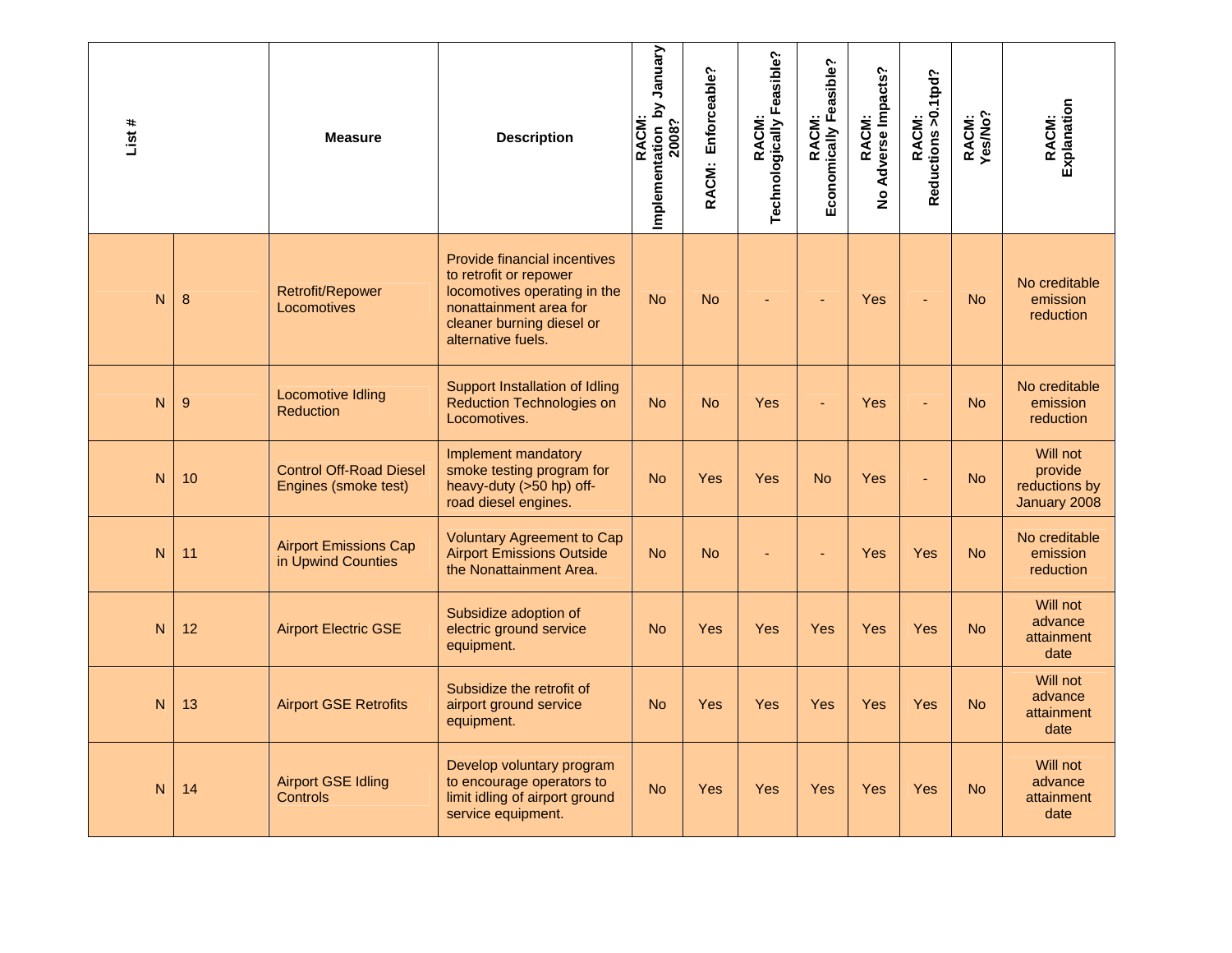| List # | | Measure | Description | RACM: Implementation by January 2008? | RACM: Enforceable? | RACM: Technologically Feasible? | RACM: Economically Feasible? | RACM: No Adverse Impacts? | RACM: Reductions >0.1tpd? | RACM: Yes/No? | RACM: Explanation |
|---|---|---|---|---|---|---|---|---|---|---|---|
| N | 8 | Retrofit/Repower Locomotives | Provide financial incentives to retrofit or repower locomotives operating in the nonattainment area for cleaner burning diesel or alternative fuels. | No | No | - | - | Yes | - | No | No creditable emission reduction |
| N | 9 | Locomotive Idling Reduction | Support Installation of Idling Reduction Technologies on Locomotives. | No | No | Yes | - | Yes | - | No | No creditable emission reduction |
| N | 10 | Control Off-Road Diesel Engines (smoke test) | Implement mandatory smoke testing program for heavy-duty (>50 hp) off-road diesel engines. | No | Yes | Yes | No | Yes | - | No | Will not provide reductions by January 2008 |
| N | 11 | Airport Emissions Cap in Upwind Counties | Voluntary Agreement to Cap Airport Emissions Outside the Nonattainment Area. | No | No | - | - | Yes | Yes | No | No creditable emission reduction |
| N | 12 | Airport Electric GSE | Subsidize adoption of electric ground service equipment. | No | Yes | Yes | Yes | Yes | Yes | No | Will not advance attainment date |
| N | 13 | Airport GSE Retrofits | Subsidize the retrofit of airport ground service equipment. | No | Yes | Yes | Yes | Yes | Yes | No | Will not advance attainment date |
| N | 14 | Airport GSE Idling Controls | Develop voluntary program to encourage operators to limit idling of airport ground service equipment. | No | Yes | Yes | Yes | Yes | Yes | No | Will not advance attainment date |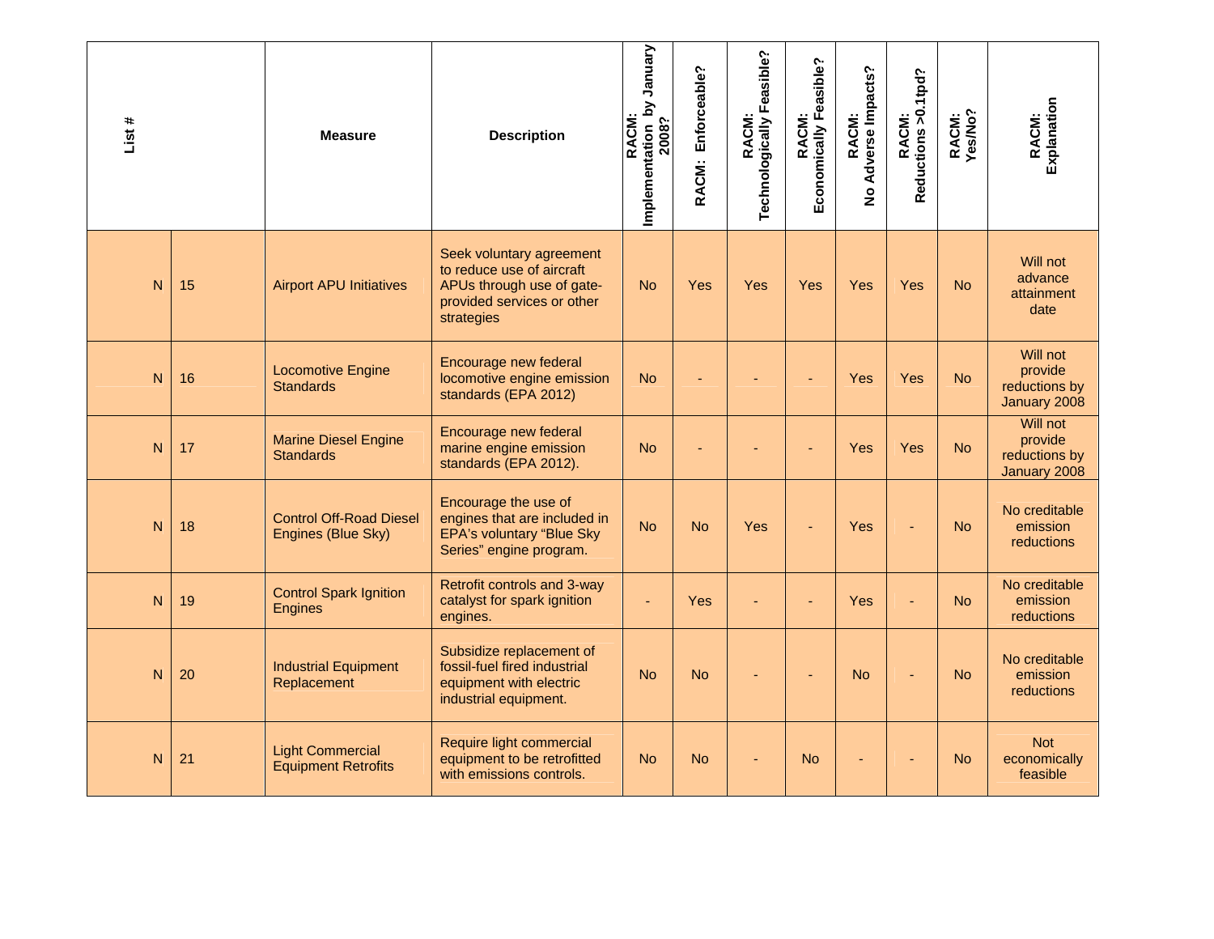| List # | | Measure | Description | RACM: Implementation by January 2008? | RACM: Enforceable? | RACM: Technologically Feasible? | RACM: Economically Feasible? | RACM: No Adverse Impacts? | RACM: Reductions >0.1tpd? | RACM: Yes/No? | RACM: Explanation |
|---|---|---|---|---|---|---|---|---|---|---|---|
| N | 15 | Airport APU Initiatives | Seek voluntary agreement to reduce use of aircraft APUs through use of gate-provided services or other strategies | No | Yes | Yes | Yes | Yes | Yes | No | Will not advance attainment date |
| N | 16 | Locomotive Engine Standards | Encourage new federal locomotive engine emission standards (EPA 2012) | No | - | - | - | Yes | Yes | No | Will not provide reductions by January 2008 |
| N | 17 | Marine Diesel Engine Standards | Encourage new federal marine engine emission standards (EPA 2012). | No | - | - | - | Yes | Yes | No | Will not provide reductions by January 2008 |
| N | 18 | Control Off-Road Diesel Engines (Blue Sky) | Encourage the use of engines that are included in EPA's voluntary "Blue Sky Series" engine program. | No | No | Yes | - | Yes | - | No | No creditable emission reductions |
| N | 19 | Control Spark Ignition Engines | Retrofit controls and 3-way catalyst for spark ignition engines. | - | Yes | - | - | Yes | - | No | No creditable emission reductions |
| N | 20 | Industrial Equipment Replacement | Subsidize replacement of fossil-fuel fired industrial equipment with electric industrial equipment. | No | No | - | - | No | - | No | No creditable emission reductions |
| N | 21 | Light Commercial Equipment Retrofits | Require light commercial equipment to be retrofitted with emissions controls. | No | No | - | No | - | - | No | Not economically feasible |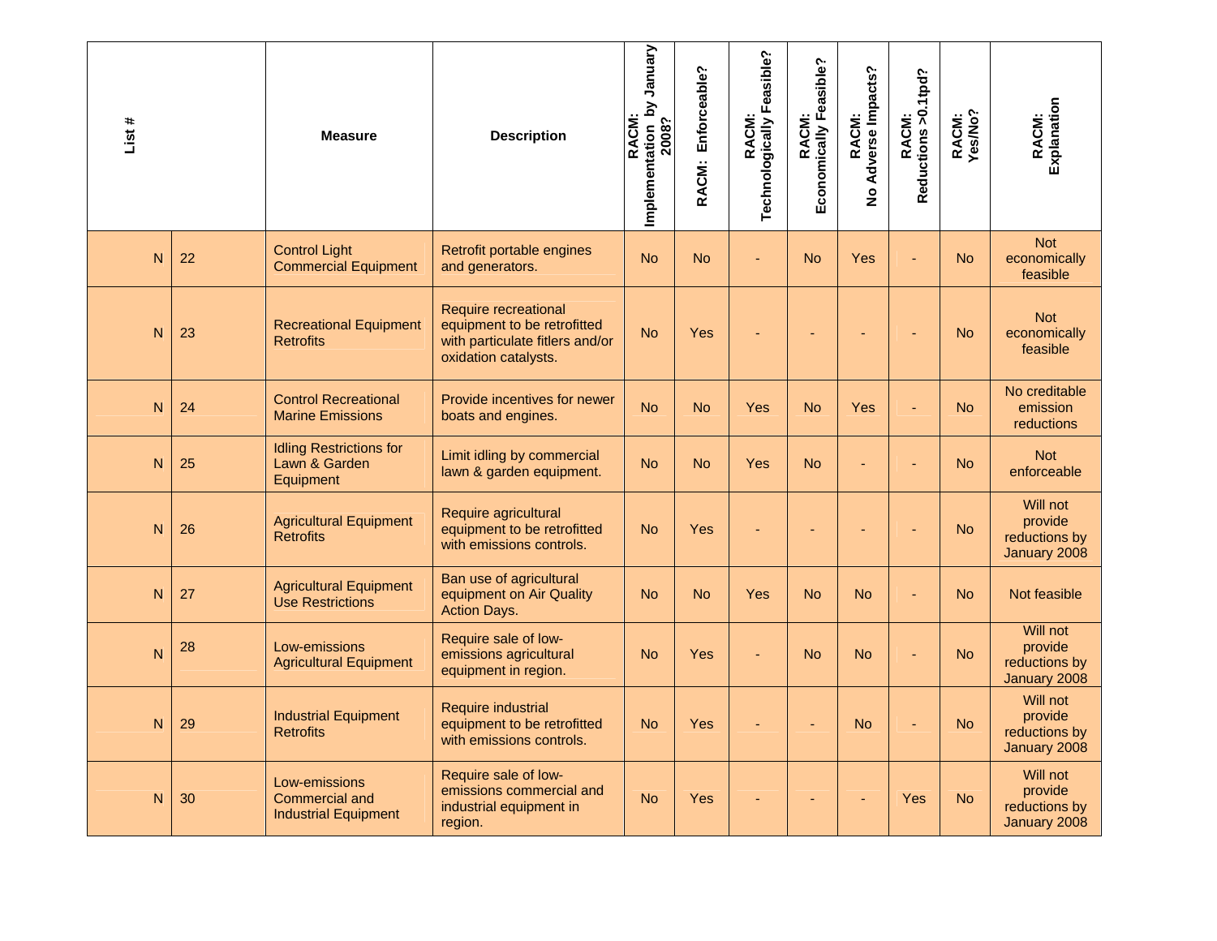| List # | | Measure | Description | RACM: Implementation by January 2008? | RACM: Enforceable? | RACM: Technologically Feasible? | RACM: Economically Feasible? | RACM: No Adverse Impacts? | RACM: Reductions >0.1tpd? | RACM: Yes/No? | RACM: Explanation |
|---|---|---|---|---|---|---|---|---|---|---|---|
| N | 22 | Control Light Commercial Equipment | Retrofit portable engines and generators. | No | No | - | No | Yes | - | No | Not economically feasible |
| N | 23 | Recreational Equipment Retrofits | Require recreational equipment to be retrofitted with particulate fitlers and/or oxidation catalysts. | No | Yes | - | - | - | - | No | Not economically feasible |
| N | 24 | Control Recreational Marine Emissions | Provide incentives for newer boats and engines. | No | No | Yes | No | Yes | - | No | No creditable emission reductions |
| N | 25 | Idling Restrictions for Lawn & Garden Equipment | Limit idling by commercial lawn & garden equipment. | No | No | Yes | No | - | - | No | Not enforceable |
| N | 26 | Agricultural Equipment Retrofits | Require agricultural equipment to be retrofitted with emissions controls. | No | Yes | - | - | - | - | No | Will not provide reductions by January 2008 |
| N | 27 | Agricultural Equipment Use Restrictions | Ban use of agricultural equipment on Air Quality Action Days. | No | No | Yes | No | No | - | No | Not feasible |
| N | 28 | Low-emissions Agricultural Equipment | Require sale of low-emissions agricultural equipment in region. | No | Yes | - | No | No | - | No | Will not provide reductions by January 2008 |
| N | 29 | Industrial Equipment Retrofits | Require industrial equipment to be retrofitted with emissions controls. | No | Yes | - | - | No | - | No | Will not provide reductions by January 2008 |
| N | 30 | Low-emissions Commercial and Industrial Equipment | Require sale of low-emissions commercial and industrial equipment in region. | No | Yes | - | - | - | Yes | No | Will not provide reductions by January 2008 |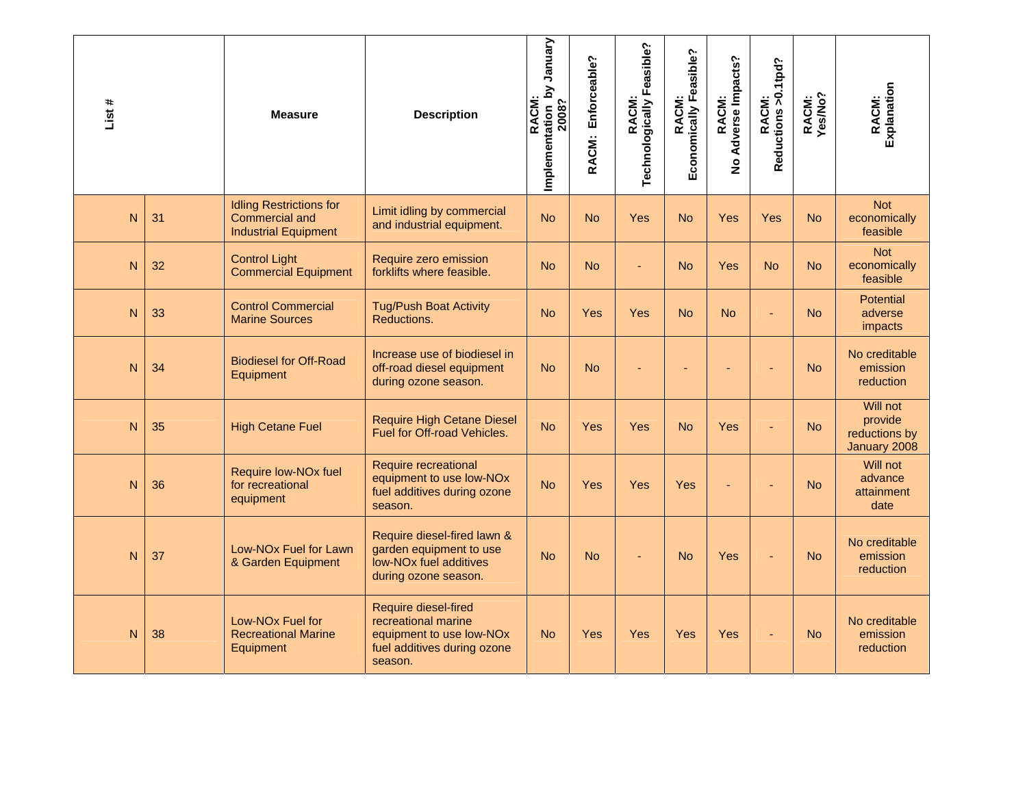| List # | | Measure | Description | RACM: Implementation by January 2008? | RACM: Enforceable? | RACM: Technologically Feasible? | RACM: Economically Feasible? | RACM: No Adverse Impacts? | RACM: Reductions >0.1tpd? | RACM: Yes/No? | RACM: Explanation |
|---|---|---|---|---|---|---|---|---|---|---|---|
| N | 31 | Idling Restrictions for Commercial and Industrial Equipment | Limit idling by commercial and industrial equipment. | No | No | Yes | No | Yes | Yes | No | Not economically feasible |
| N | 32 | Control Light Commercial Equipment | Require zero emission forklifts where feasible. | No | No | - | No | Yes | No | No | Not economically feasible |
| N | 33 | Control Commercial Marine Sources | Tug/Push Boat Activity Reductions. | No | Yes | Yes | No | No | - | No | Potential adverse impacts |
| N | 34 | Biodiesel for Off-Road Equipment | Increase use of biodiesel in off-road diesel equipment during ozone season. | No | No | - | - | - | - | No | No creditable emission reduction |
| N | 35 | High Cetane Fuel | Require High Cetane Diesel Fuel for Off-road Vehicles. | No | Yes | Yes | No | Yes | - | No | Will not provide reductions by January 2008 |
| N | 36 | Require low-NOx fuel for recreational equipment | Require recreational equipment to use low-NOx fuel additives during ozone season. | No | Yes | Yes | Yes | - | - | No | Will not advance attainment date |
| N | 37 | Low-NOx Fuel for Lawn & Garden Equipment | Require diesel-fired lawn & garden equipment to use low-NOx fuel additives during ozone season. | No | No | - | No | Yes | - | No | No creditable emission reduction |
| N | 38 | Low-NOx Fuel for Recreational Marine Equipment | Require diesel-fired recreational marine equipment to use low-NOx fuel additives during ozone season. | No | Yes | Yes | Yes | Yes | - | No | No creditable emission reduction |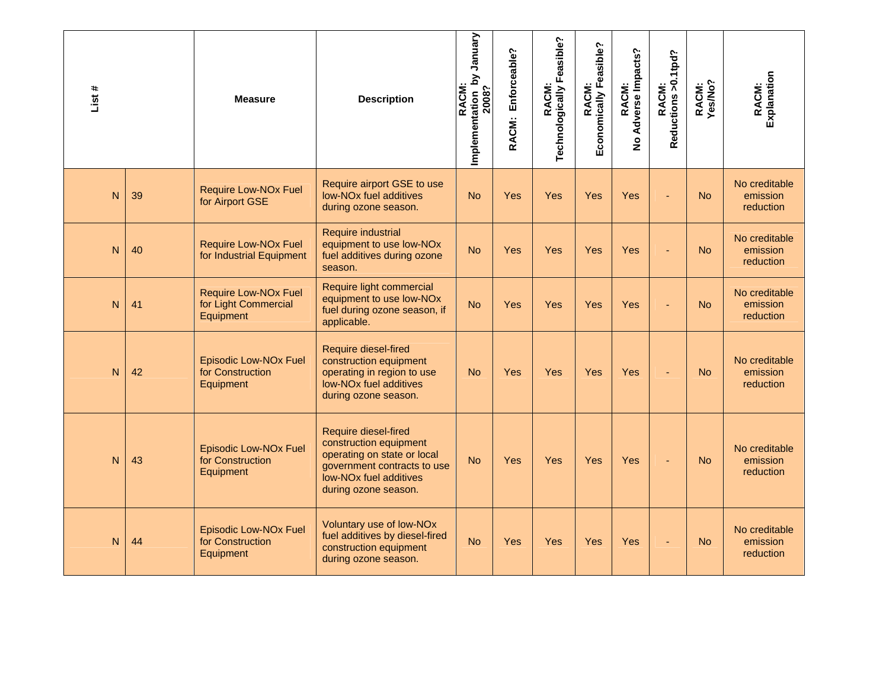| List # | | Measure | Description | RACM: Implementation by January 2008? | RACM: Enforceable? | RACM: Technologically Feasible? | RACM: Economically Feasible? | RACM: No Adverse Impacts? | RACM: Reductions >0.1tpd? | RACM: Yes/No? | RACM: Explanation |
|---|---|---|---|---|---|---|---|---|---|---|---|
| N | 39 | Require Low-NOx Fuel for Airport GSE | Require airport GSE to use low-NOx fuel additives during ozone season. | No | Yes | Yes | Yes | Yes | - | No | No creditable emission reduction |
| N | 40 | Require Low-NOx Fuel for Industrial Equipment | Require industrial equipment to use low-NOx fuel additives during ozone season. | No | Yes | Yes | Yes | Yes | - | No | No creditable emission reduction |
| N | 41 | Require Low-NOx Fuel for Light Commercial Equipment | Require light commercial equipment to use low-NOx fuel during ozone season, if applicable. | No | Yes | Yes | Yes | Yes | - | No | No creditable emission reduction |
| N | 42 | Episodic Low-NOx Fuel for Construction Equipment | Require diesel-fired construction equipment operating in region to use low-NOx fuel additives during ozone season. | No | Yes | Yes | Yes | Yes | - | No | No creditable emission reduction |
| N | 43 | Episodic Low-NOx Fuel for Construction Equipment | Require diesel-fired construction equipment operating on state or local government contracts to use low-NOx fuel additives during ozone season. | No | Yes | Yes | Yes | Yes | - | No | No creditable emission reduction |
| N | 44 | Episodic Low-NOx Fuel for Construction Equipment | Voluntary use of low-NOx fuel additives by diesel-fired construction equipment during ozone season. | No | Yes | Yes | Yes | Yes | - | No | No creditable emission reduction |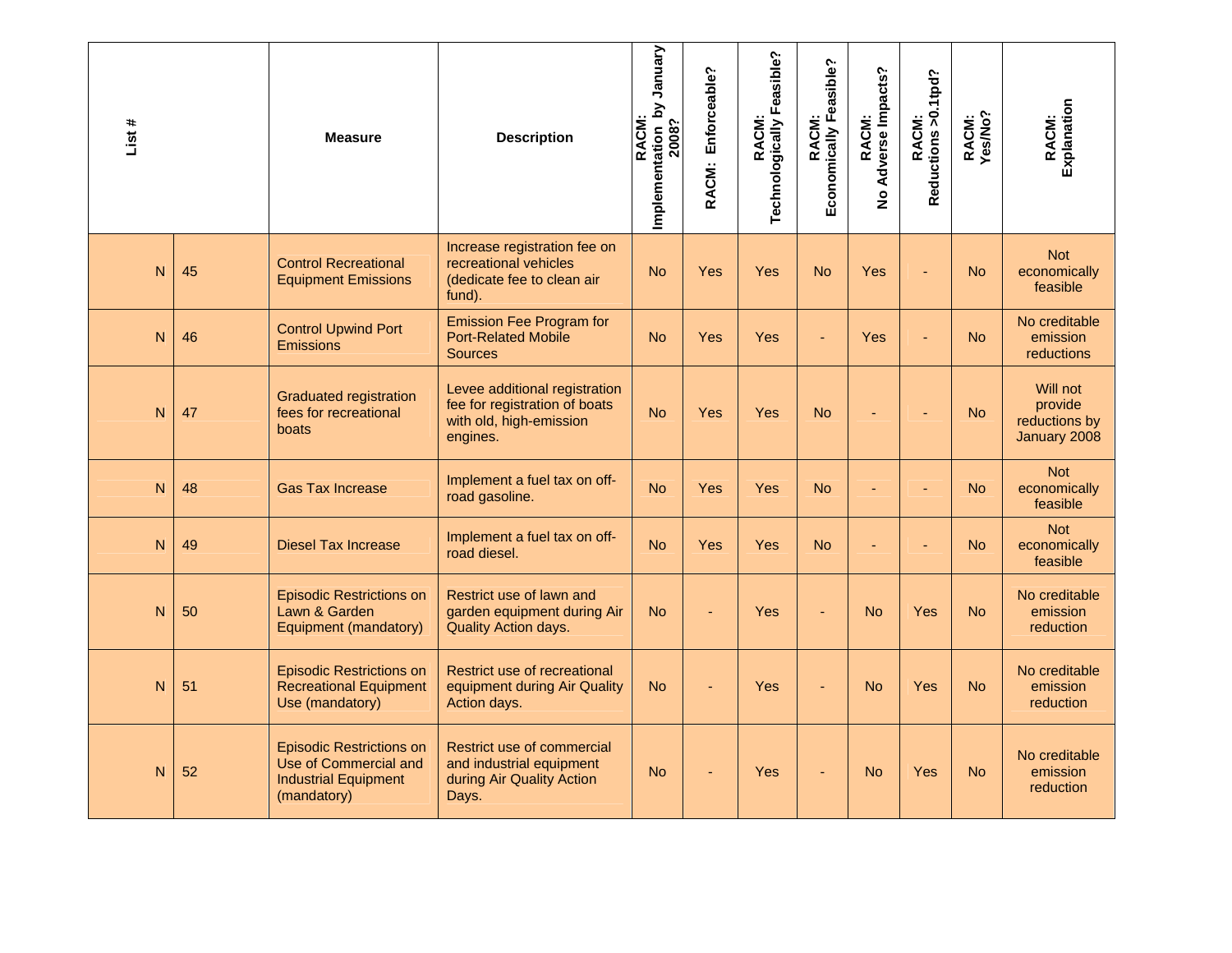| List # | | Measure | Description | RACM: Implementation by January 2008? | RACM: Enforceable? | RACM: Technologically Feasible? | RACM: Economically Feasible? | RACM: No Adverse Impacts? | RACM: Reductions >0.1tpd? | RACM: Yes/No? | RACM: Explanation |
|---|---|---|---|---|---|---|---|---|---|---|---|
| N | 45 | Control Recreational Equipment Emissions | Increase registration fee on recreational vehicles (dedicate fee to clean air fund). | No | Yes | Yes | No | Yes | - | No | Not economically feasible |
| N | 46 | Control Upwind Port Emissions | Emission Fee Program for Port-Related Mobile Sources | No | Yes | Yes | - | Yes | - | No | No creditable emission reductions |
| N | 47 | Graduated registration fees for recreational boats | Levee additional registration fee for registration of boats with old, high-emission engines. | No | Yes | Yes | No | - | - | No | Will not provide reductions by January 2008 |
| N | 48 | Gas Tax Increase | Implement a fuel tax on off-road gasoline. | No | Yes | Yes | No | - | - | No | Not economically feasible |
| N | 49 | Diesel Tax Increase | Implement a fuel tax on off-road diesel. | No | Yes | Yes | No | - | - | No | Not economically feasible |
| N | 50 | Episodic Restrictions on Lawn & Garden Equipment (mandatory) | Restrict use of lawn and garden equipment during Air Quality Action days. | No | - | Yes | - | No | Yes | No | No creditable emission reduction |
| N | 51 | Episodic Restrictions on Recreational Equipment Use (mandatory) | Restrict use of recreational equipment during Air Quality Action days. | No | - | Yes | - | No | Yes | No | No creditable emission reduction |
| N | 52 | Episodic Restrictions on Use of Commercial and Industrial Equipment (mandatory) | Restrict use of commercial and industrial equipment during Air Quality Action Days. | No | - | Yes | - | No | Yes | No | No creditable emission reduction |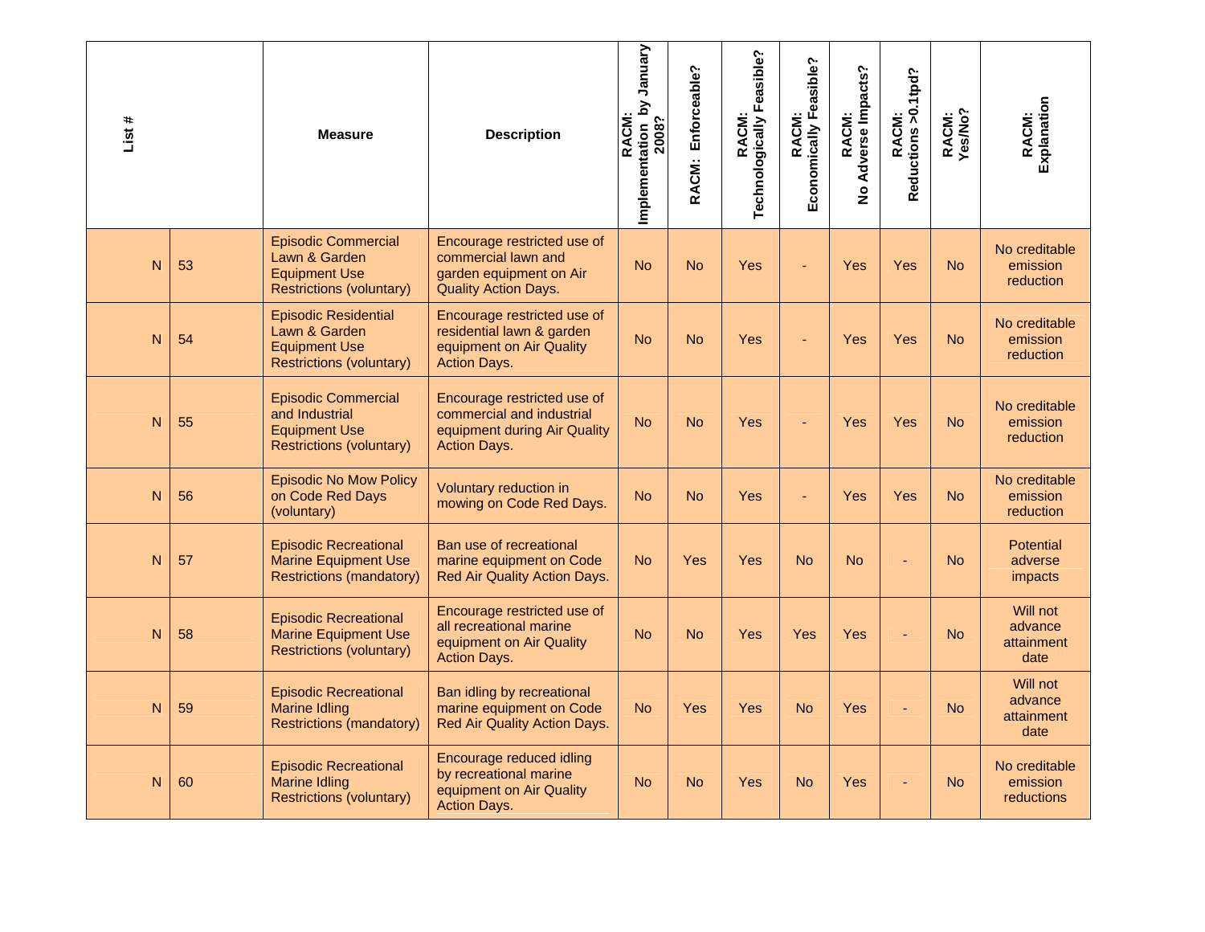| List # | | Measure | Description | RACM: Implementation by January 2008? | RACM: Enforceable? | RACM: Technologically Feasible? | RACM: Economically Feasible? | RACM: No Adverse Impacts? | RACM: Reductions >0.1tpd? | RACM: Yes/No? | RACM: Explanation |
|---|---|---|---|---|---|---|---|---|---|---|---|
| N | 53 | Episodic Commercial Lawn & Garden Equipment Use Restrictions (voluntary) | Encourage restricted use of commercial lawn and garden equipment on Air Quality Action Days. | No | No | Yes | - | Yes | Yes | No | No creditable emission reduction |
| N | 54 | Episodic Residential Lawn & Garden Equipment Use Restrictions (voluntary) | Encourage restricted use of residential lawn & garden equipment on Air Quality Action Days. | No | No | Yes | - | Yes | Yes | No | No creditable emission reduction |
| N | 55 | Episodic Commercial and Industrial Equipment Use Restrictions (voluntary) | Encourage restricted use of commercial and industrial equipment during Air Quality Action Days. | No | No | Yes | - | Yes | Yes | No | No creditable emission reduction |
| N | 56 | Episodic No Mow Policy on Code Red Days (voluntary) | Voluntary reduction in mowing on Code Red Days. | No | No | Yes | - | Yes | Yes | No | No creditable emission reduction |
| N | 57 | Episodic Recreational Marine Equipment Use Restrictions (mandatory) | Ban use of recreational marine equipment on Code Red Air Quality Action Days. | No | Yes | Yes | No | No | - | No | Potential adverse impacts |
| N | 58 | Episodic Recreational Marine Equipment Use Restrictions (voluntary) | Encourage restricted use of all recreational marine equipment on Air Quality Action Days. | No | No | Yes | Yes | Yes | - | No | Will not advance attainment date |
| N | 59 | Episodic Recreational Marine Idling Restrictions (mandatory) | Ban idling by recreational marine equipment on Code Red Air Quality Action Days. | No | Yes | Yes | No | Yes | - | No | Will not advance attainment date |
| N | 60 | Episodic Recreational Marine Idling Restrictions (voluntary) | Encourage reduced idling by recreational marine equipment on Air Quality Action Days. | No | No | Yes | No | Yes | - | No | No creditable emission reductions |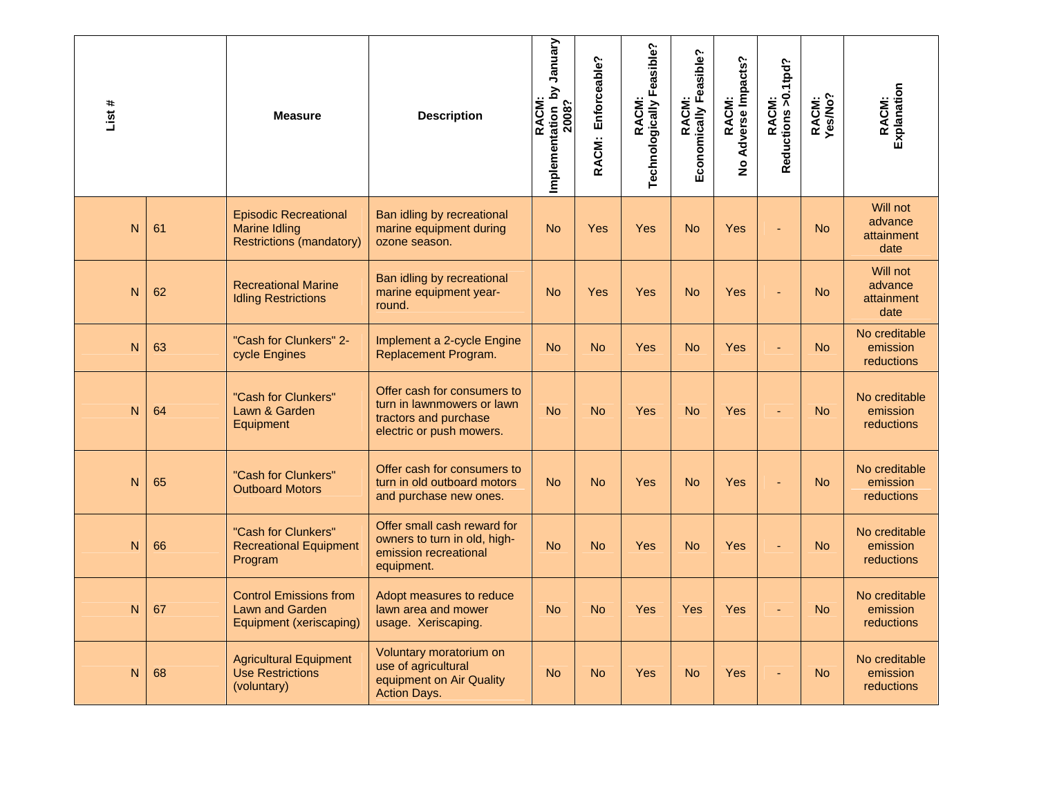| List # | | Measure | Description | RACM: Implementation by January 2008? | RACM: Enforceable? | RACM: Technologically Feasible? | RACM: Economically Feasible? | RACM: No Adverse Impacts? | RACM: Reductions >0.1tpd? | RACM: Yes/No? | RACM: Explanation |
|---|---|---|---|---|---|---|---|---|---|---|---|
| N | 61 | Episodic Recreational Marine Idling Restrictions (mandatory) | Ban idling by recreational marine equipment during ozone season. | No | Yes | Yes | No | Yes | - | No | Will not advance attainment date |
| N | 62 | Recreational Marine Idling Restrictions | Ban idling by recreational marine equipment year-round. | No | Yes | Yes | No | Yes | - | No | Will not advance attainment date |
| N | 63 | "Cash for Clunkers" 2-cycle Engines | Implement a 2-cycle Engine Replacement Program. | No | No | Yes | No | Yes | - | No | No creditable emission reductions |
| N | 64 | "Cash for Clunkers" Lawn & Garden Equipment | Offer cash for consumers to turn in lawnmowers or lawn tractors and purchase electric or push mowers. | No | No | Yes | No | Yes | - | No | No creditable emission reductions |
| N | 65 | "Cash for Clunkers" Outboard Motors | Offer cash for consumers to turn in old outboard motors and purchase new ones. | No | No | Yes | No | Yes | - | No | No creditable emission reductions |
| N | 66 | "Cash for Clunkers" Recreational Equipment Program | Offer small cash reward for owners to turn in old, high-emission recreational equipment. | No | No | Yes | No | Yes | - | No | No creditable emission reductions |
| N | 67 | Control Emissions from Lawn and Garden Equipment (xeriscaping) | Adopt measures to reduce lawn area and mower usage. Xeriscaping. | No | No | Yes | Yes | Yes | - | No | No creditable emission reductions |
| N | 68 | Agricultural Equipment Use Restrictions (voluntary) | Voluntary moratorium on use of agricultural equipment on Air Quality Action Days. | No | No | Yes | No | Yes | - | No | No creditable emission reductions |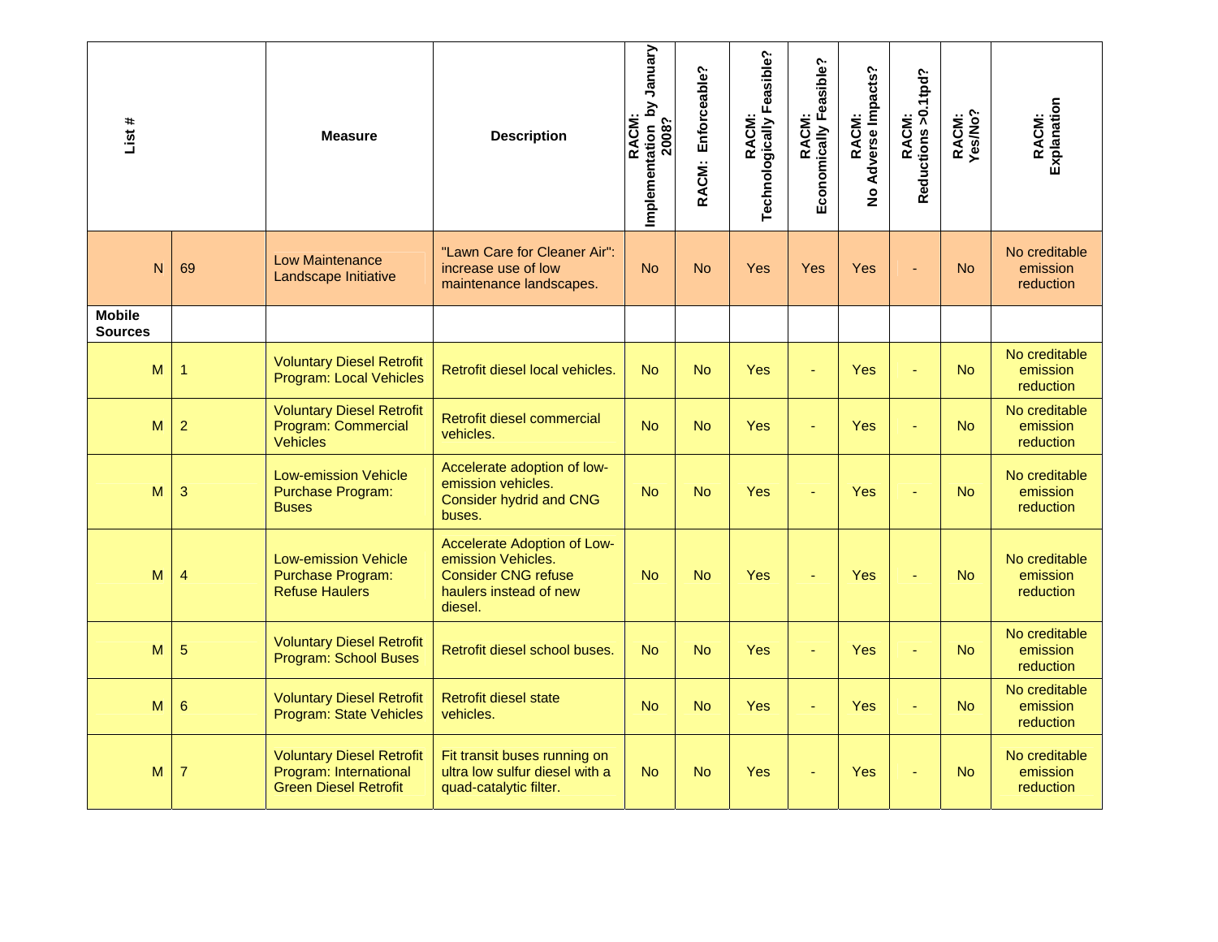| List # | | Measure | Description | RACM: Implementation by January 2008? | RACM: Enforceable? | RACM: Technologically Feasible? | RACM: Economically Feasible? | RACM: No Adverse Impacts? | RACM: Reductions >0.1tpd? | RACM: Yes/No? | RACM: Explanation |
|---|---|---|---|---|---|---|---|---|---|---|---|
| N | 69 | Low Maintenance Landscape Initiative | "Lawn Care for Cleaner Air": increase use of low maintenance landscapes. | No | No | Yes | Yes | Yes | - | No | No creditable emission reduction |
| **Mobile Sources** | | | | | | | | | | | |
| M | 1 | Voluntary Diesel Retrofit Program: Local Vehicles | Retrofit diesel local vehicles. | No | No | Yes | - | Yes | - | No | No creditable emission reduction |
| M | 2 | Voluntary Diesel Retrofit Program: Commercial Vehicles | Retrofit diesel commercial vehicles. | No | No | Yes | - | Yes | - | No | No creditable emission reduction |
| M | 3 | Low-emission Vehicle Purchase Program: Buses | Accelerate adoption of low-emission vehicles. Consider hydrid and CNG buses. | No | No | Yes | - | Yes | - | No | No creditable emission reduction |
| M | 4 | Low-emission Vehicle Purchase Program: Refuse Haulers | Accelerate Adoption of Low-emission Vehicles. Consider CNG refuse haulers instead of new diesel. | No | No | Yes | - | Yes | - | No | No creditable emission reduction |
| M | 5 | Voluntary Diesel Retrofit Program: School Buses | Retrofit diesel school buses. | No | No | Yes | - | Yes | - | No | No creditable emission reduction |
| M | 6 | Voluntary Diesel Retrofit Program: State Vehicles | Retrofit diesel state vehicles. | No | No | Yes | - | Yes | - | No | No creditable emission reduction |
| M | 7 | Voluntary Diesel Retrofit Program: International Green Diesel Retrofit | Fit transit buses running on ultra low sulfur diesel with a quad-catalytic filter. | No | No | Yes | - | Yes | - | No | No creditable emission reduction |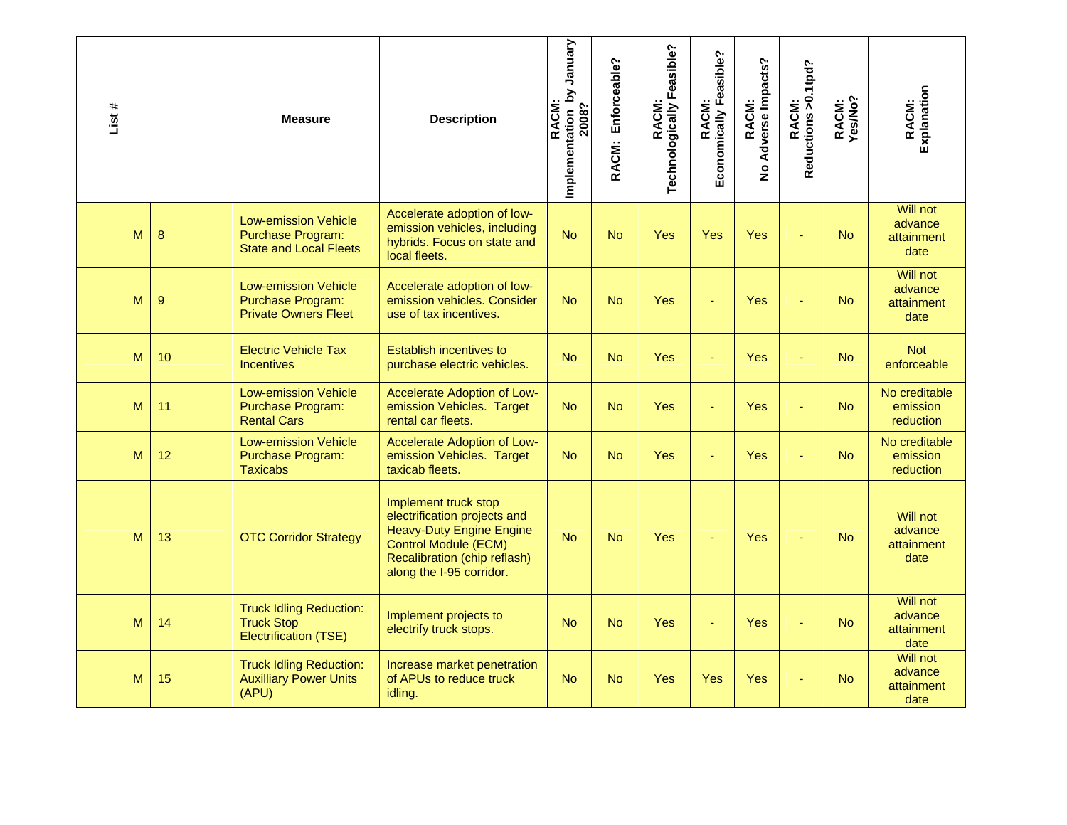| List # | | Measure | Description | RACM: Implementation by January 2008? | RACM: Enforceable? | RACM: Technologically Feasible? | RACM: Economically Feasible? | RACM: No Adverse Impacts? | RACM: Reductions >0.1tpd? | RACM: Yes/No? | RACM: Explanation |
|---|---|---|---|---|---|---|---|---|---|---|---|
| M | 8 | Low-emission Vehicle Purchase Program: State and Local Fleets | Accelerate adoption of low-emission vehicles, including hybrids. Focus on state and local fleets. | No | No | Yes | Yes | Yes | - | No | Will not advance attainment date |
| M | 9 | Low-emission Vehicle Purchase Program: Private Owners Fleet | Accelerate adoption of low-emission vehicles. Consider use of tax incentives. | No | No | Yes | - | Yes | - | No | Will not advance attainment date |
| M | 10 | Electric Vehicle Tax Incentives | Establish incentives to purchase electric vehicles. | No | No | Yes | - | Yes | - | No | Not enforceable |
| M | 11 | Low-emission Vehicle Purchase Program: Rental Cars | Accelerate Adoption of Low-emission Vehicles. Target rental car fleets. | No | No | Yes | - | Yes | - | No | No creditable emission reduction |
| M | 12 | Low-emission Vehicle Purchase Program: Taxicabs | Accelerate Adoption of Low-emission Vehicles. Target taxicab fleets. | No | No | Yes | - | Yes | - | No | No creditable emission reduction |
| M | 13 | OTC Corridor Strategy | Implement truck stop electrification projects and Heavy-Duty Engine Engine Control Module (ECM) Recalibration (chip reflash) along the I-95 corridor. | No | No | Yes | - | Yes | - | No | Will not advance attainment date |
| M | 14 | Truck Idling Reduction: Truck Stop Electrification (TSE) | Implement projects to electrify truck stops. | No | No | Yes | - | Yes | - | No | Will not advance attainment date |
| M | 15 | Truck Idling Reduction: Auxilliary Power Units (APU) | Increase market penetration of APUs to reduce truck idling. | No | No | Yes | Yes | Yes | - | No | Will not advance attainment date |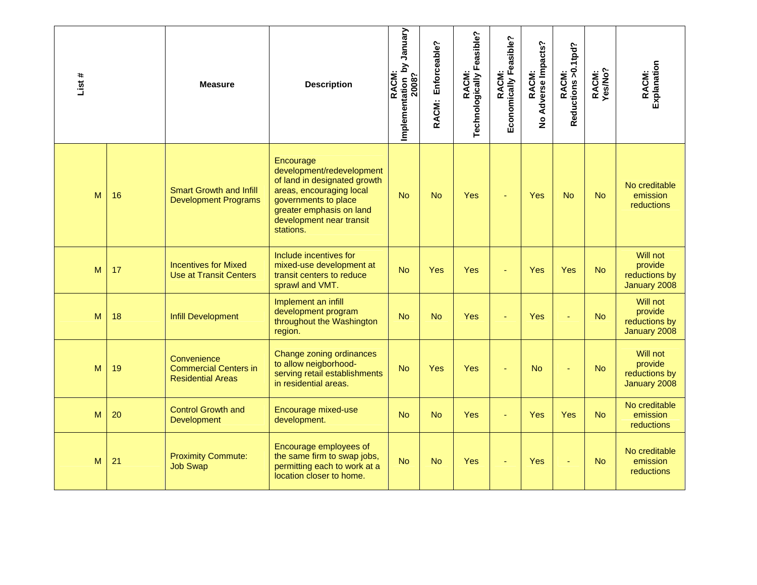| List # | | Measure | Description | RACM: Implementation by January 2008? | RACM: Enforceable? | RACM: Technologically Feasible? | RACM: Economically Feasible? | RACM: No Adverse Impacts? | RACM: Reductions >0.1tpd? | RACM: Yes/No? | RACM: Explanation |
|---|---|---|---|---|---|---|---|---|---|---|---|
| M | 16 | Smart Growth and Infill Development Programs | Encourage development/redevelopment of land in designated growth areas, encouraging local governments to place greater emphasis on land development near transit stations. | No | No | Yes | - | Yes | No | No | No creditable emission reductions |
| M | 17 | Incentives for Mixed Use at Transit Centers | Include incentives for mixed-use development at transit centers to reduce sprawl and VMT. | No | Yes | Yes | - | Yes | Yes | No | Will not provide reductions by January 2008 |
| M | 18 | Infill Development | Implement an infill development program throughout the Washington region. | No | No | Yes | - | Yes | - | No | Will not provide reductions by January 2008 |
| M | 19 | Convenience Commercial Centers in Residential Areas | Change zoning ordinances to allow neigborhood-serving retail establishments in residential areas. | No | Yes | Yes | - | No | - | No | Will not provide reductions by January 2008 |
| M | 20 | Control Growth and Development | Encourage mixed-use development. | No | No | Yes | - | Yes | Yes | No | No creditable emission reductions |
| M | 21 | Proximity Commute: Job Swap | Encourage employees of the same firm to swap jobs, permitting each to work at a location closer to home. | No | No | Yes | - | Yes | - | No | No creditable emission reductions |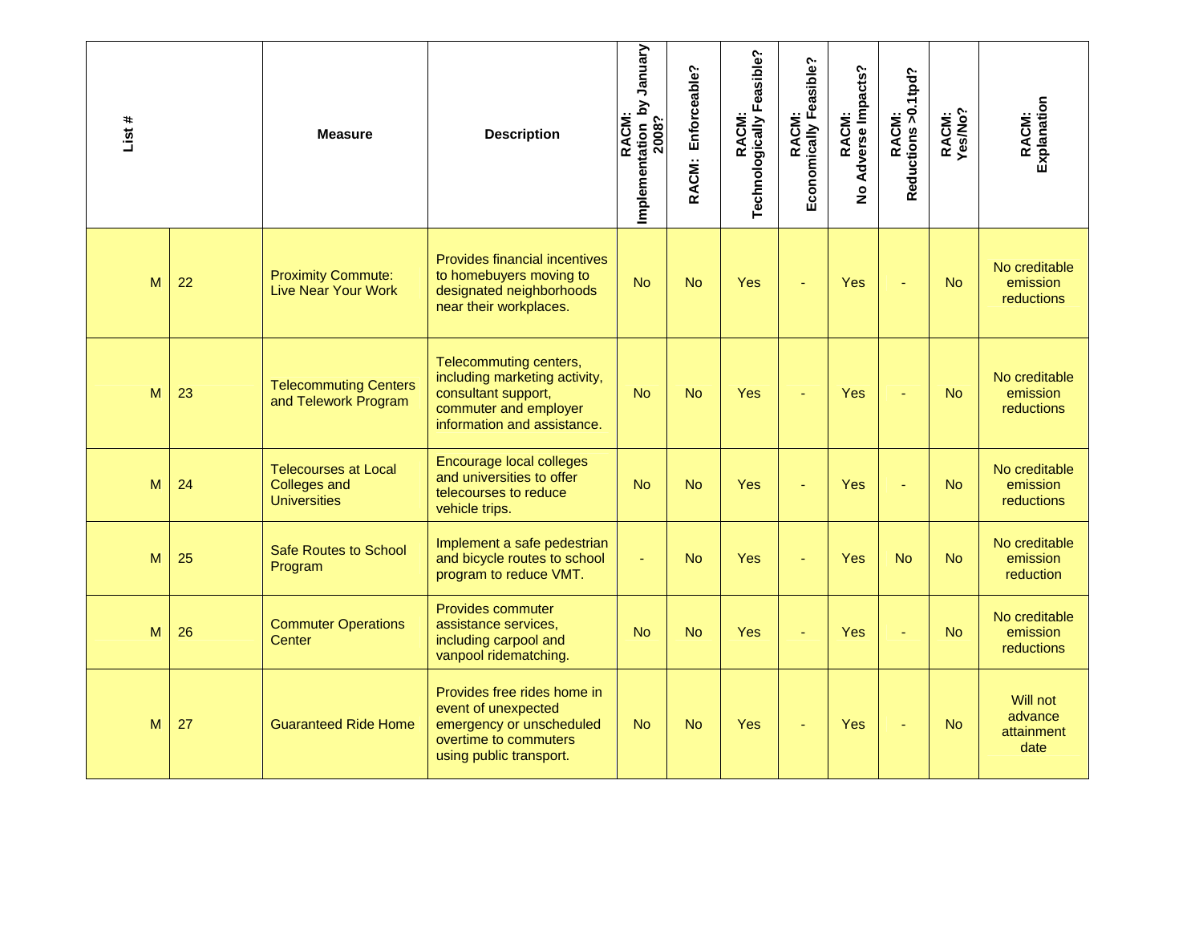| List # | | Measure | Description | RACM: Implementation by January 2008? | RACM: Enforceable? | RACM: Technologically Feasible? | RACM: Economically Feasible? | RACM: No Adverse Impacts? | RACM: Reductions >0.1tpd? | RACM: Yes/No? | RACM: Explanation |
|---|---|---|---|---|---|---|---|---|---|---|---|
| M | 22 | Proximity Commute: Live Near Your Work | Provides financial incentives to homebuyers moving to designated neighborhoods near their workplaces. | No | No | Yes | - | Yes | - | No | No creditable emission reductions |
| M | 23 | Telecommuting Centers and Telework Program | Telecommuting centers, including marketing activity, consultant support, commuter and employer information and assistance. | No | No | Yes | - | Yes | - | No | No creditable emission reductions |
| M | 24 | Telecourses at Local Colleges and Universities | Encourage local colleges and universities to offer telecourses to reduce vehicle trips. | No | No | Yes | - | Yes | - | No | No creditable emission reductions |
| M | 25 | Safe Routes to School Program | Implement a safe pedestrian and bicycle routes to school program to reduce VMT. | - | No | Yes | - | Yes | No | No | No creditable emission reduction |
| M | 26 | Commuter Operations Center | Provides commuter assistance services, including carpool and vanpool ridematching. | No | No | Yes | - | Yes | - | No | No creditable emission reductions |
| M | 27 | Guaranteed Ride Home | Provides free rides home in event of unexpected emergency or unscheduled overtime to commuters using public transport. | No | No | Yes | - | Yes | - | No | Will not advance attainment date |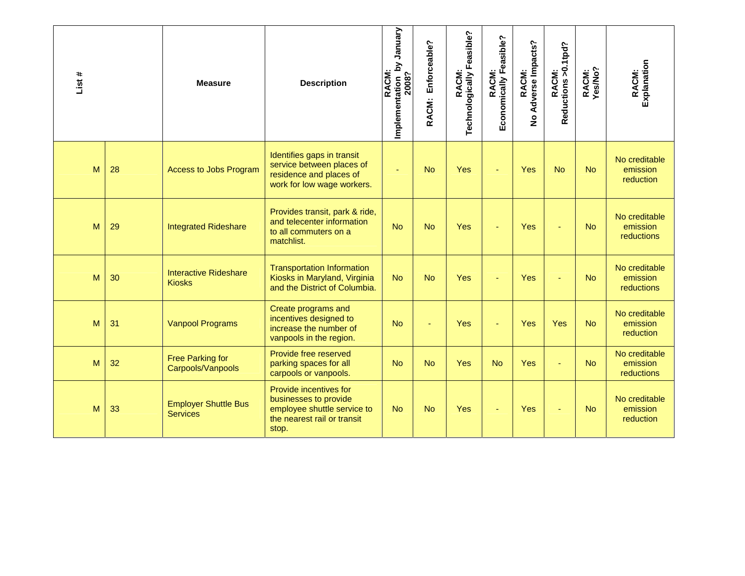| List # | | Measure | Description | RACM: Implementation by January 2008? | RACM: Enforceable? | RACM: Technologically Feasible? | RACM: Economically Feasible? | RACM: No Adverse Impacts? | RACM: Reductions >0.1tpd? | RACM: Yes/No? | RACM: Explanation |
|---|---|---|---|---|---|---|---|---|---|---|---|
| M | 28 | Access to Jobs Program | Identifies gaps in transit service between places of residence and places of work for low wage workers. | - | No | Yes | - | Yes | No | No | No creditable emission reduction |
| M | 29 | Integrated Rideshare | Provides transit, park & ride, and telecenter information to all commuters on a matchlist. | No | No | Yes | - | Yes | - | No | No creditable emission reductions |
| M | 30 | Interactive Rideshare Kiosks | Transportation Information Kiosks in Maryland, Virginia and the District of Columbia. | No | No | Yes | - | Yes | - | No | No creditable emission reductions |
| M | 31 | Vanpool Programs | Create programs and incentives designed to increase the number of vanpools in the region. | No | - | Yes | - | Yes | Yes | No | No creditable emission reduction |
| M | 32 | Free Parking for Carpools/Vanpools | Provide free reserved parking spaces for all carpools or vanpools. | No | No | Yes | No | Yes | - | No | No creditable emission reductions |
| M | 33 | Employer Shuttle Bus Services | Provide incentives for businesses to provide employee shuttle service to the nearest rail or transit stop. | No | No | Yes | - | Yes | - | No | No creditable emission reduction |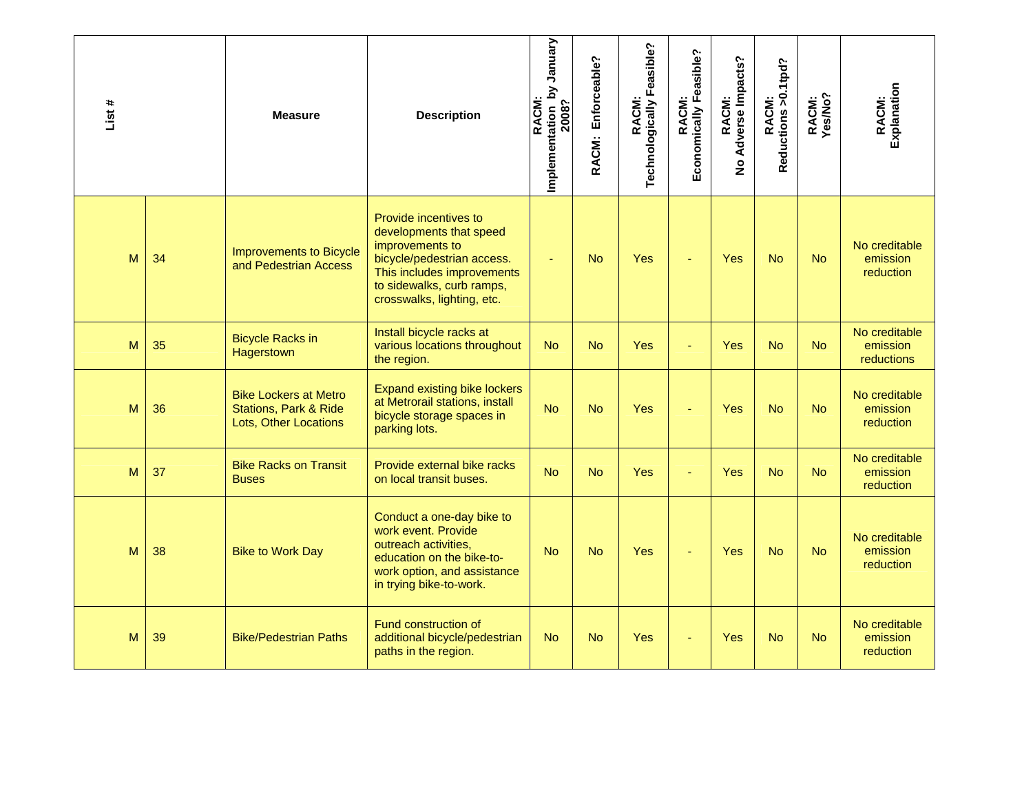| List # | | Measure | Description | RACM: Implementation by January 2008? | RACM: Enforceable? | RACM: Technologically Feasible? | RACM: Economically Feasible? | RACM: No Adverse Impacts? | RACM: Reductions >0.1tpd? | RACM: Yes/No? | RACM: Explanation |
|---|---|---|---|---|---|---|---|---|---|---|---|
| M | 34 | Improvements to Bicycle and Pedestrian Access | Provide incentives to developments that speed improvements to bicycle/pedestrian access. This includes improvements to sidewalks, curb ramps, crosswalks, lighting, etc. | - | No | Yes | - | Yes | No | No | No creditable emission reduction |
| M | 35 | Bicycle Racks in Hagerstown | Install bicycle racks at various locations throughout the region. | No | No | Yes | - | Yes | No | No | No creditable emission reductions |
| M | 36 | Bike Lockers at Metro Stations, Park & Ride Lots, Other Locations | Expand existing bike lockers at Metrorail stations, install bicycle storage spaces in parking lots. | No | No | Yes | - | Yes | No | No | No creditable emission reduction |
| M | 37 | Bike Racks on Transit Buses | Provide external bike racks on local transit buses. | No | No | Yes | - | Yes | No | No | No creditable emission reduction |
| M | 38 | Bike to Work Day | Conduct a one-day bike to work event. Provide outreach activities, education on the bike-to-work option, and assistance in trying bike-to-work. | No | No | Yes | - | Yes | No | No | No creditable emission reduction |
| M | 39 | Bike/Pedestrian Paths | Fund construction of additional bicycle/pedestrian paths in the region. | No | No | Yes | - | Yes | No | No | No creditable emission reduction |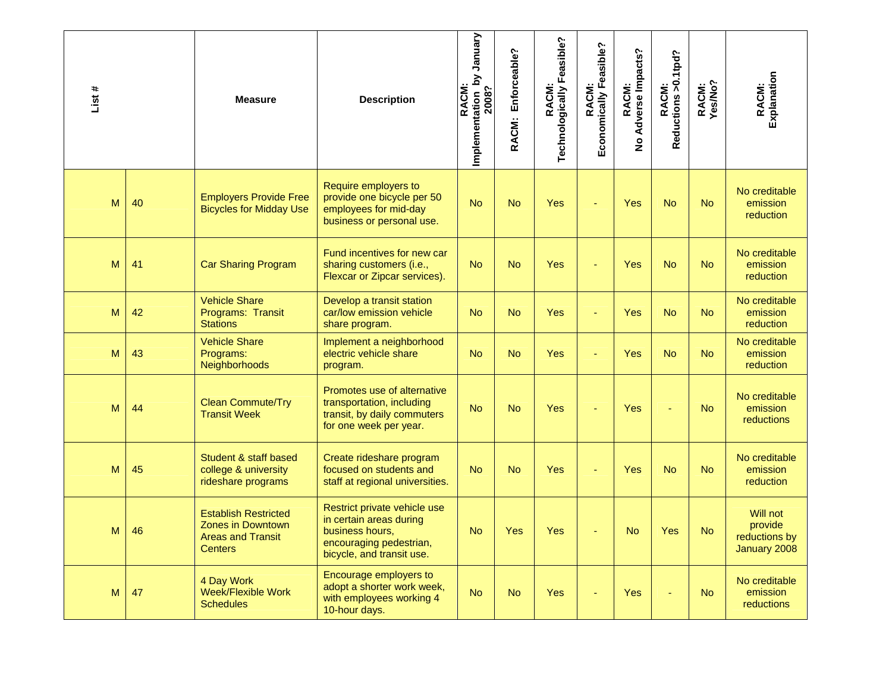| List # | | Measure | Description | RACM: Implementation by January 2008? | RACM: Enforceable? | RACM: Technologically Feasible? | RACM: Economically Feasible? | RACM: No Adverse Impacts? | RACM: Reductions >0.1tpd? | RACM: Yes/No? | RACM: Explanation |
|---|---|---|---|---|---|---|---|---|---|---|---|
| M | 40 | Employers Provide Free Bicycles for Midday Use | Require employers to provide one bicycle per 50 employees for mid-day business or personal use. | No | No | Yes | - | Yes | No | No | No creditable emission reduction |
| M | 41 | Car Sharing Program | Fund incentives for new car sharing customers (i.e., Flexcar or Zipcar services). | No | No | Yes | - | Yes | No | No | No creditable emission reduction |
| M | 42 | Vehicle Share Programs: Transit Stations | Develop a transit station car/low emission vehicle share program. | No | No | Yes | - | Yes | No | No | No creditable emission reduction |
| M | 43 | Vehicle Share Programs: Neighborhoods | Implement a neighborhood electric vehicle share program. | No | No | Yes | - | Yes | No | No | No creditable emission reduction |
| M | 44 | Clean Commute/Try Transit Week | Promotes use of alternative transportation, including transit, by daily commuters for one week per year. | No | No | Yes | - | Yes | - | No | No creditable emission reductions |
| M | 45 | Student & staff based college & university rideshare programs | Create rideshare program focused on students and staff at regional universities. | No | No | Yes | - | Yes | No | No | No creditable emission reduction |
| M | 46 | Establish Restricted Zones in Downtown Areas and Transit Centers | Restrict private vehicle use in certain areas during business hours, encouraging pedestrian, bicycle, and transit use. | No | Yes | Yes | - | No | Yes | No | Will not provide reductions by January 2008 |
| M | 47 | 4 Day Work Week/Flexible Work Schedules | Encourage employers to adopt a shorter work week, with employees working 4 10-hour days. | No | No | Yes | - | Yes | - | No | No creditable emission reductions |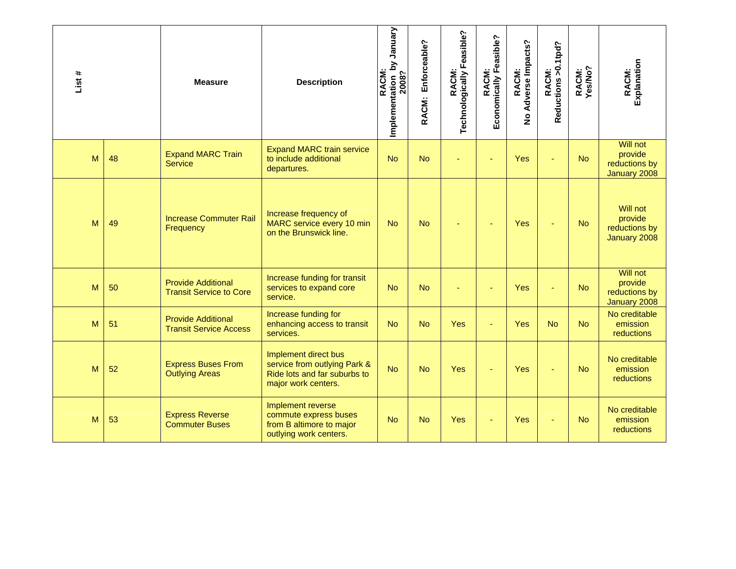| List # | | Measure | Description | RACM: Implementation by January 2008? | RACM: Enforceable? | RACM: Technologically Feasible? | RACM: Economically Feasible? | RACM: No Adverse Impacts? | RACM: Reductions >0.1tpd? | RACM: Yes/No? | RACM: Explanation |
|---|---|---|---|---|---|---|---|---|---|---|---|
| M | 48 | Expand MARC Train Service | Expand MARC train service to include additional departures. | No | No | - | - | Yes | - | No | Will not provide reductions by January 2008 |
| M | 49 | Increase Commuter Rail Frequency | Increase frequency of MARC service every 10 min on the Brunswick line. | No | No | - | - | Yes | - | No | Will not provide reductions by January 2008 |
| M | 50 | Provide Additional Transit Service to Core | Increase funding for transit services to expand core service. | No | No | - | - | Yes | - | No | Will not provide reductions by January 2008 |
| M | 51 | Provide Additional Transit Service Access | Increase funding for enhancing access to transit services. | No | No | Yes | - | Yes | No | No | No creditable emission reductions |
| M | 52 | Express Buses From Outlying Areas | Implement direct bus service from outlying Park & Ride lots and far suburbs to major work centers. | No | No | Yes | - | Yes | - | No | No creditable emission reductions |
| M | 53 | Express Reverse Commuter Buses | Implement reverse commute express buses from B altimore to major outlying work centers. | No | No | Yes | - | Yes | - | No | No creditable emission reductions |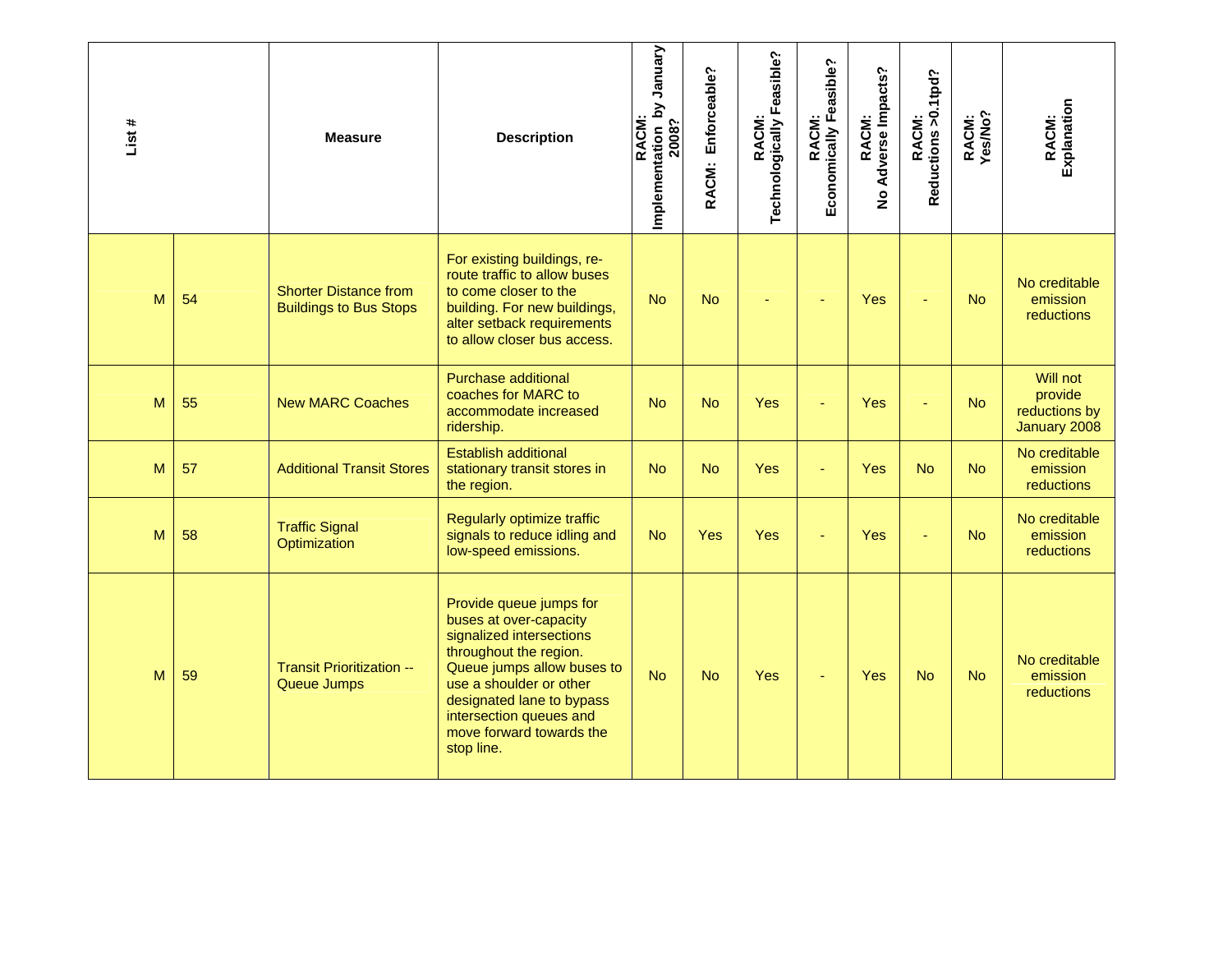| List # | | Measure | Description | RACM: Implementation by January 2008? | RACM: Enforceable? | RACM: Technologically Feasible? | RACM: Economically Feasible? | RACM: No Adverse Impacts? | RACM: Reductions >0.1tpd? | RACM: Yes/No? | RACM: Explanation |
|---|---|---|---|---|---|---|---|---|---|---|---|
| M | 54 | Shorter Distance from Buildings to Bus Stops | For existing buildings, re-route traffic to allow buses to come closer to the building. For new buildings, alter setback requirements to allow closer bus access. | No | No | - | - | Yes | - | No | No creditable emission reductions |
| M | 55 | New MARC Coaches | Purchase additional coaches for MARC to accommodate increased ridership. | No | No | Yes | - | Yes | - | No | Will not provide reductions by January 2008 |
| M | 57 | Additional Transit Stores | Establish additional stationary transit stores in the region. | No | No | Yes | - | Yes | No | No | No creditable emission reductions |
| M | 58 | Traffic Signal Optimization | Regularly optimize traffic signals to reduce idling and low-speed emissions. | No | Yes | Yes | - | Yes | - | No | No creditable emission reductions |
| M | 59 | Transit Prioritization -- Queue Jumps | Provide queue jumps for buses at over-capacity signalized intersections throughout the region. Queue jumps allow buses to use a shoulder or other designated lane to bypass intersection queues and move forward towards the stop line. | No | No | Yes | - | Yes | No | No | No creditable emission reductions |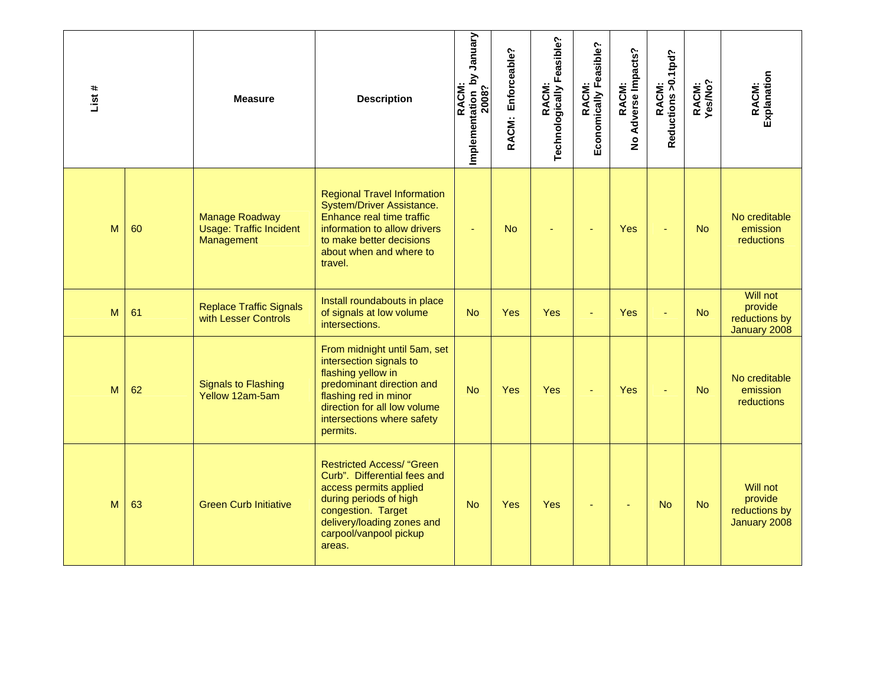| List # | | Measure | Description | RACM: Implementation by January 2008? | RACM: Enforceable? | RACM: Technologically Feasible? | RACM: Economically Feasible? | RACM: No Adverse Impacts? | RACM: Reductions >0.1tpd? | RACM: Yes/No? | RACM: Explanation |
|---|---|---|---|---|---|---|---|---|---|---|---|
| M | 60 | Manage Roadway Usage: Traffic Incident Management | Regional Travel Information System/Driver Assistance. Enhance real time traffic information to allow drivers to make better decisions about when and where to travel. | - | No | - | - | Yes | - | No | No creditable emission reductions |
| M | 61 | Replace Traffic Signals with Lesser Controls | Install roundabouts in place of signals at low volume intersections. | No | Yes | Yes | - | Yes | - | No | Will not provide reductions by January 2008 |
| M | 62 | Signals to Flashing Yellow 12am-5am | From midnight until 5am, set intersection signals to flashing yellow in predominant direction and flashing red in minor direction for all low volume intersections where safety permits. | No | Yes | Yes | - | Yes | - | No | No creditable emission reductions |
| M | 63 | Green Curb Initiative | Restricted Access/ "Green Curb". Differential fees and access permits applied during periods of high congestion. Target delivery/loading zones and carpool/vanpool pickup areas. | No | Yes | Yes | - | - | No | No | Will not provide reductions by January 2008 |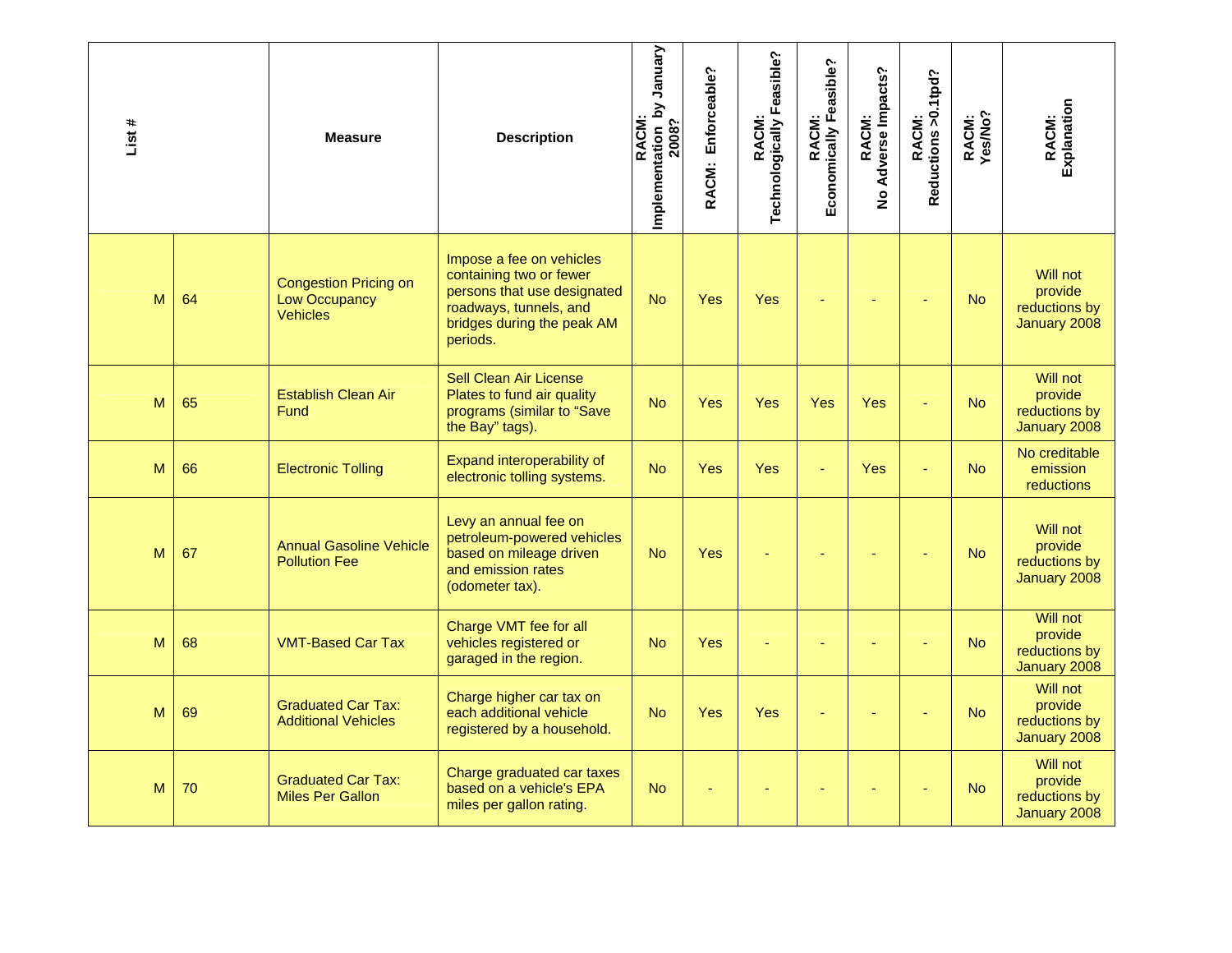| List # | | Measure | Description | RACM: Implementation by January 2008? | RACM: Enforceable? | RACM: Technologically Feasible? | RACM: Economically Feasible? | RACM: No Adverse Impacts? | RACM: Reductions >0.1tpd? | RACM: Yes/No? | RACM: Explanation |
|---|---|---|---|---|---|---|---|---|---|---|---|
| M | 64 | Congestion Pricing on Low Occupancy Vehicles | Impose a fee on vehicles containing two or fewer persons that use designated roadways, tunnels, and bridges during the peak AM periods. | No | Yes | Yes | - | - | - | No | Will not provide reductions by January 2008 |
| M | 65 | Establish Clean Air Fund | Sell Clean Air License Plates to fund air quality programs (similar to "Save the Bay" tags). | No | Yes | Yes | Yes | Yes | - | No | Will not provide reductions by January 2008 |
| M | 66 | Electronic Tolling | Expand interoperability of electronic tolling systems. | No | Yes | Yes | - | Yes | - | No | No creditable emission reductions |
| M | 67 | Annual Gasoline Vehicle Pollution Fee | Levy an annual fee on petroleum-powered vehicles based on mileage driven and emission rates (odometer tax). | No | Yes | - | - | - | - | No | Will not provide reductions by January 2008 |
| M | 68 | VMT-Based Car Tax | Charge VMT fee for all vehicles registered or garaged in the region. | No | Yes | - | - | - | - | No | Will not provide reductions by January 2008 |
| M | 69 | Graduated Car Tax: Additional Vehicles | Charge higher car tax on each additional vehicle registered by a household. | No | Yes | Yes | - | - | - | No | Will not provide reductions by January 2008 |
| M | 70 | Graduated Car Tax: Miles Per Gallon | Charge graduated car taxes based on a vehicle's EPA miles per gallon rating. | No | - | - | - | - | - | No | Will not provide reductions by January 2008 |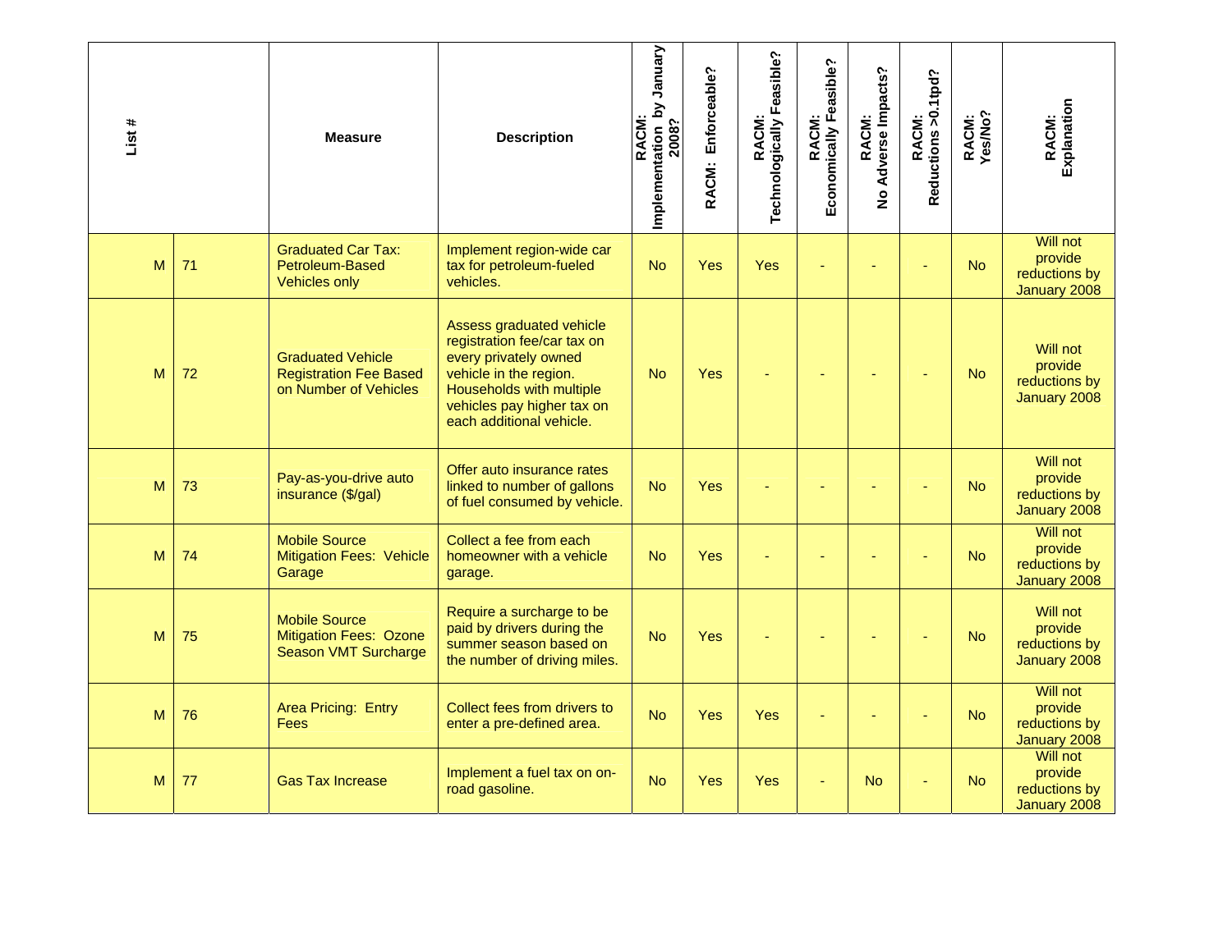| List # | | Measure | Description | RACM: Implementation by January 2008? | RACM: Enforceable? | RACM: Technologically Feasible? | RACM: Economically Feasible? | RACM: No Adverse Impacts? | RACM: Reductions >0.1tpd? | RACM: Yes/No? | RACM: Explanation |
|---|---|---|---|---|---|---|---|---|---|---|---|
| M | 71 | Graduated Car Tax: Petroleum-Based Vehicles only | Implement region-wide car tax for petroleum-fueled vehicles. | No | Yes | Yes | - | - | - | No | Will not provide reductions by January 2008 |
| M | 72 | Graduated Vehicle Registration Fee Based on Number of Vehicles | Assess graduated vehicle registration fee/car tax on every privately owned vehicle in the region. Households with multiple vehicles pay higher tax on each additional vehicle. | No | Yes | - | - | - | - | No | Will not provide reductions by January 2008 |
| M | 73 | Pay-as-you-drive auto insurance ($/gal) | Offer auto insurance rates linked to number of gallons of fuel consumed by vehicle. | No | Yes | - | - | - | - | No | Will not provide reductions by January 2008 |
| M | 74 | Mobile Source Mitigation Fees: Vehicle Garage | Collect a fee from each homeowner with a vehicle garage. | No | Yes | - | - | - | - | No | Will not provide reductions by January 2008 |
| M | 75 | Mobile Source Mitigation Fees: Ozone Season VMT Surcharge | Require a surcharge to be paid by drivers during the summer season based on the number of driving miles. | No | Yes | - | - | - | - | No | Will not provide reductions by January 2008 |
| M | 76 | Area Pricing: Entry Fees | Collect fees from drivers to enter a pre-defined area. | No | Yes | Yes | - | - | - | No | Will not provide reductions by January 2008 |
| M | 77 | Gas Tax Increase | Implement a fuel tax on on-road gasoline. | No | Yes | Yes | - | No | - | No | Will not provide reductions by January 2008 |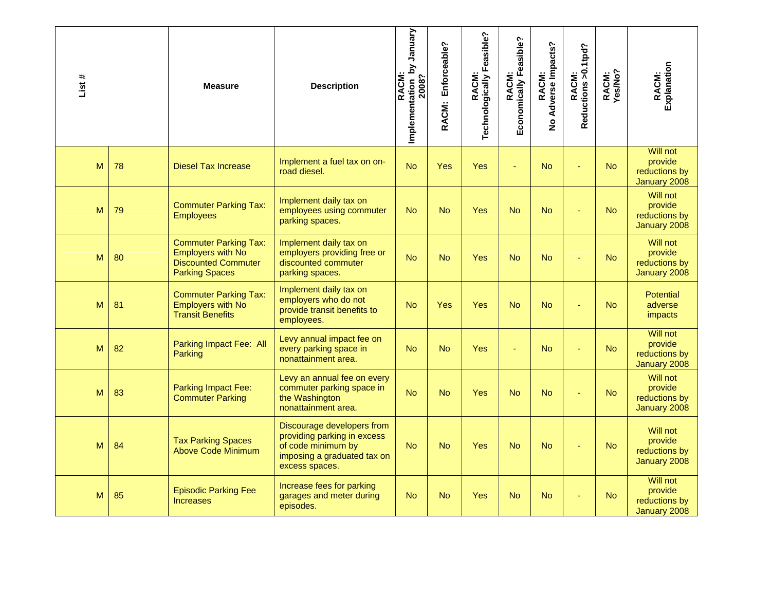| List # | | Measure | Description | RACM: Implementation by January 2008? | RACM: Enforceable? | RACM: Technologically Feasible? | RACM: Economically Feasible? | RACM: No Adverse Impacts? | RACM: Reductions >0.1tpd? | RACM: Yes/No? | RACM: Explanation |
|---|---|---|---|---|---|---|---|---|---|---|---|
| M | 78 | Diesel Tax Increase | Implement a fuel tax on on-road diesel. | No | Yes | Yes | - | No | - | No | Will not provide reductions by January 2008 |
| M | 79 | Commuter Parking Tax: Employees | Implement daily tax on employees using commuter parking spaces. | No | No | Yes | No | No | - | No | Will not provide reductions by January 2008 |
| M | 80 | Commuter Parking Tax: Employers with No Discounted Commuter Parking Spaces | Implement daily tax on employers providing free or discounted commuter parking spaces. | No | No | Yes | No | No | - | No | Will not provide reductions by January 2008 |
| M | 81 | Commuter Parking Tax: Employers with No Transit Benefits | Implement daily tax on employers who do not provide transit benefits to employees. | No | Yes | Yes | No | No | - | No | Potential adverse impacts |
| M | 82 | Parking Impact Fee: All Parking | Levy annual impact fee on every parking space in nonattainment area. | No | No | Yes | - | No | - | No | Will not provide reductions by January 2008 |
| M | 83 | Parking Impact Fee: Commuter Parking | Levy an annual fee on every commuter parking space in the Washington nonattainment area. | No | No | Yes | No | No | - | No | Will not provide reductions by January 2008 |
| M | 84 | Tax Parking Spaces Above Code Minimum | Discourage developers from providing parking in excess of code minimum by imposing a graduated tax on excess spaces. | No | No | Yes | No | No | - | No | Will not provide reductions by January 2008 |
| M | 85 | Episodic Parking Fee Increases | Increase fees for parking garages and meter during episodes. | No | No | Yes | No | No | - | No | Will not provide reductions by January 2008 |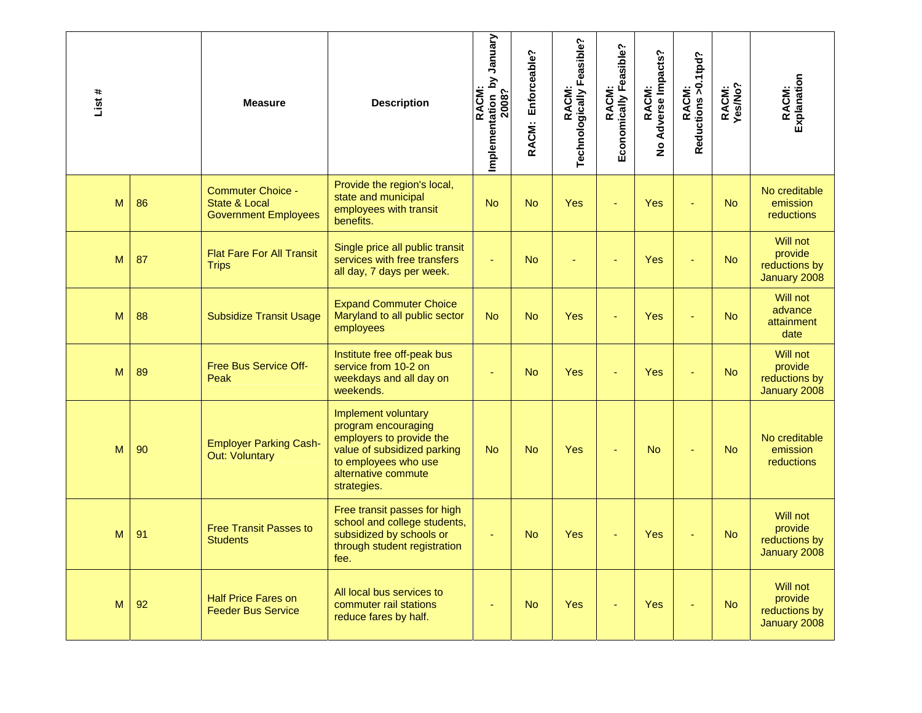| List # | | Measure | Description | RACM: Implementation by January 2008? | RACM: Enforceable? | RACM: Technologically Feasible? | RACM: Economically Feasible? | RACM: No Adverse Impacts? | RACM: Reductions >0.1tpd? | RACM: Yes/No? | RACM: Explanation |
|---|---|---|---|---|---|---|---|---|---|---|---|
| M | 86 | Commuter Choice - State & Local Government Employees | Provide the region's local, state and municipal employees with transit benefits. | No | No | Yes | - | Yes | - | No | No creditable emission reductions |
| M | 87 | Flat Fare For All Transit Trips | Single price all public transit services with free transfers all day, 7 days per week. | - | No | - | - | Yes | - | No | Will not provide reductions by January 2008 |
| M | 88 | Subsidize Transit Usage | Expand Commuter Choice Maryland to all public sector employees | No | No | Yes | - | Yes | - | No | Will not advance attainment date |
| M | 89 | Free Bus Service Off-Peak | Institute free off-peak bus service from 10-2 on weekdays and all day on weekends. | - | No | Yes | - | Yes | - | No | Will not provide reductions by January 2008 |
| M | 90 | Employer Parking Cash-Out: Voluntary | Implement voluntary program encouraging employers to provide the value of subsidized parking to employees who use alternative commute strategies. | No | No | Yes | - | No | - | No | No creditable emission reductions |
| M | 91 | Free Transit Passes to Students | Free transit passes for high school and college students, subsidized by schools or through student registration fee. | - | No | Yes | - | Yes | - | No | Will not provide reductions by January 2008 |
| M | 92 | Half Price Fares on Feeder Bus Service | All local bus services to commuter rail stations reduce fares by half. | - | No | Yes | - | Yes | - | No | Will not provide reductions by January 2008 |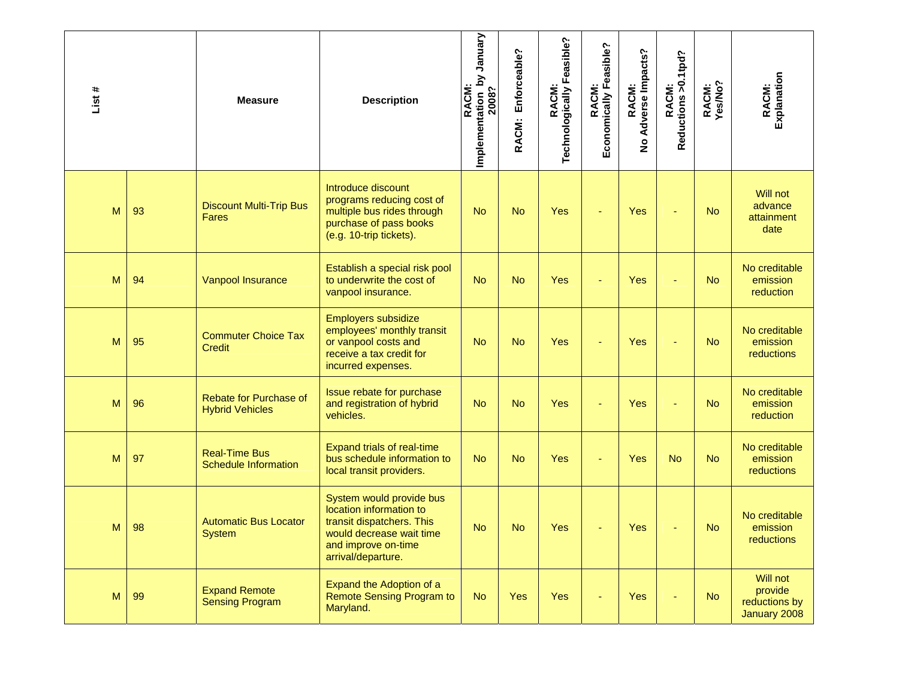| List # | | Measure | Description | RACM: Implementation by January 2008? | RACM: Enforceable? | RACM: Technologically Feasible? | RACM: Economically Feasible? | RACM: No Adverse Impacts? | RACM: Reductions >0.1tpd? | RACM: Yes/No? | RACM: Explanation |
|---|---|---|---|---|---|---|---|---|---|---|---|
| M | 93 | Discount Multi-Trip Bus Fares | Introduce discount programs reducing cost of multiple bus rides through purchase of pass books (e.g. 10-trip tickets). | No | No | Yes | - | Yes | - | No | Will not advance attainment date |
| M | 94 | Vanpool Insurance | Establish a special risk pool to underwrite the cost of vanpool insurance. | No | No | Yes | - | Yes | - | No | No creditable emission reduction |
| M | 95 | Commuter Choice Tax Credit | Employers subsidize employees' monthly transit or vanpool costs and receive a tax credit for incurred expenses. | No | No | Yes | - | Yes | - | No | No creditable emission reductions |
| M | 96 | Rebate for Purchase of Hybrid Vehicles | Issue rebate for purchase and registration of hybrid vehicles. | No | No | Yes | - | Yes | - | No | No creditable emission reduction |
| M | 97 | Real-Time Bus Schedule Information | Expand trials of real-time bus schedule information to local transit providers. | No | No | Yes | - | Yes | No | No | No creditable emission reductions |
| M | 98 | Automatic Bus Locator System | System would provide bus location information to transit dispatchers. This would decrease wait time and improve on-time arrival/departure. | No | No | Yes | - | Yes | - | No | No creditable emission reductions |
| M | 99 | Expand Remote Sensing Program | Expand the Adoption of a Remote Sensing Program to Maryland. | No | Yes | Yes | - | Yes | - | No | Will not provide reductions by January 2008 |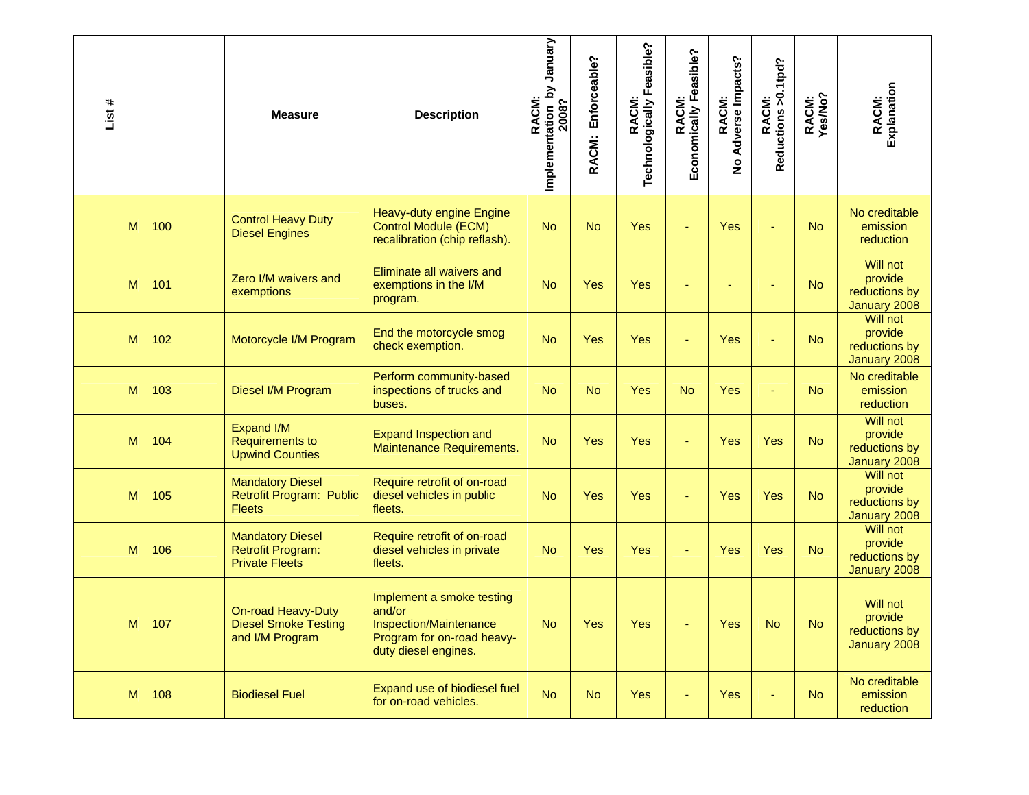| List # | | Measure | Description | RACM: Implementation by January 2008? | RACM: Enforceable? | RACM: Technologically Feasible? | RACM: Economically Feasible? | RACM: No Adverse Impacts? | RACM: Reductions >0.1tpd? | RACM: Yes/No? | RACM: Explanation |
|---|---|---|---|---|---|---|---|---|---|---|---|
| M | 100 | Control Heavy Duty Diesel Engines | Heavy-duty engine Engine Control Module (ECM) recalibration (chip reflash). | No | No | Yes | - | Yes | - | No | No creditable emission reduction |
| M | 101 | Zero I/M waivers and exemptions | Eliminate all waivers and exemptions in the I/M program. | No | Yes | Yes | - | - | - | No | Will not provide reductions by January 2008 |
| M | 102 | Motorcycle I/M Program | End the motorcycle smog check exemption. | No | Yes | Yes | - | Yes | - | No | Will not provide reductions by January 2008 |
| M | 103 | Diesel I/M Program | Perform community-based inspections of trucks and buses. | No | No | Yes | No | Yes | - | No | No creditable emission reduction |
| M | 104 | Expand I/M Requirements to Upwind Counties | Expand Inspection and Maintenance Requirements. | No | Yes | Yes | - | Yes | Yes | No | Will not provide reductions by January 2008 |
| M | 105 | Mandatory Diesel Retrofit Program: Public Fleets | Require retrofit of on-road diesel vehicles in public fleets. | No | Yes | Yes | - | Yes | Yes | No | Will not provide reductions by January 2008 |
| M | 106 | Mandatory Diesel Retrofit Program: Private Fleets | Require retrofit of on-road diesel vehicles in private fleets. | No | Yes | Yes | - | Yes | Yes | No | Will not provide reductions by January 2008 |
| M | 107 | On-road Heavy-Duty Diesel Smoke Testing and I/M Program | Implement a smoke testing and/or Inspection/Maintenance Program for on-road heavy-duty diesel engines. | No | Yes | Yes | - | Yes | No | No | Will not provide reductions by January 2008 |
| M | 108 | Biodiesel Fuel | Expand use of biodiesel fuel for on-road vehicles. | No | No | Yes | - | Yes | - | No | No creditable emission reduction |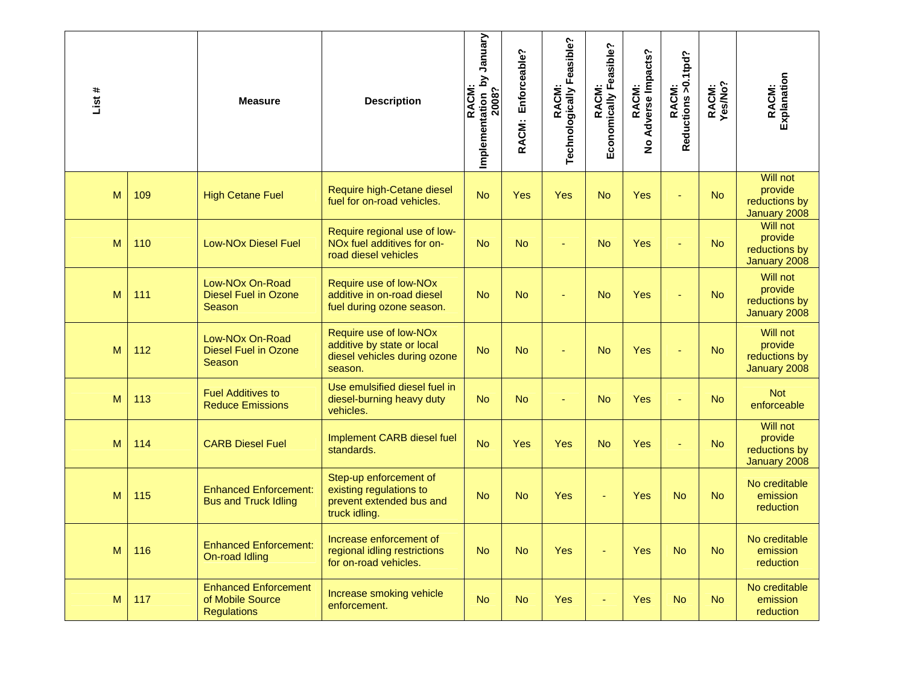| List # | | Measure | Description | RACM: Implementation by January 2008? | RACM: Enforceable? | RACM: Technologically Feasible? | RACM: Economically Feasible? | RACM: No Adverse Impacts? | RACM: Reductions >0.1tpd? | RACM: Yes/No? | RACM: Explanation |
|---|---|---|---|---|---|---|---|---|---|---|---|
| M | 109 | High Cetane Fuel | Require high-Cetane diesel fuel for on-road vehicles. | No | Yes | Yes | No | Yes | - | No | Will not provide reductions by January 2008 |
| M | 110 | Low-NOx Diesel Fuel | Require regional use of low-NOx fuel additives for on-road diesel vehicles | No | No | - | No | Yes | - | No | Will not provide reductions by January 2008 |
| M | 111 | Low-NOx On-Road Diesel Fuel in Ozone Season | Require use of low-NOx additive in on-road diesel fuel during ozone season. | No | No | - | No | Yes | - | No | Will not provide reductions by January 2008 |
| M | 112 | Low-NOx On-Road Diesel Fuel in Ozone Season | Require use of low-NOx additive by state or local diesel vehicles during ozone season. | No | No | - | No | Yes | - | No | Will not provide reductions by January 2008 |
| M | 113 | Fuel Additives to Reduce Emissions | Use emulsified diesel fuel in diesel-burning heavy duty vehicles. | No | No | - | No | Yes | - | No | Not enforceable |
| M | 114 | CARB Diesel Fuel | Implement CARB diesel fuel standards. | No | Yes | Yes | No | Yes | - | No | Will not provide reductions by January 2008 |
| M | 115 | Enhanced Enforcement: Bus and Truck Idling | Step-up enforcement of existing regulations to prevent extended bus and truck idling. | No | No | Yes | - | Yes | No | No | No creditable emission reduction |
| M | 116 | Enhanced Enforcement: On-road Idling | Increase enforcement of regional idling restrictions for on-road vehicles. | No | No | Yes | - | Yes | No | No | No creditable emission reduction |
| M | 117 | Enhanced Enforcement of Mobile Source Regulations | Increase smoking vehicle enforcement. | No | No | Yes | - | Yes | No | No | No creditable emission reduction |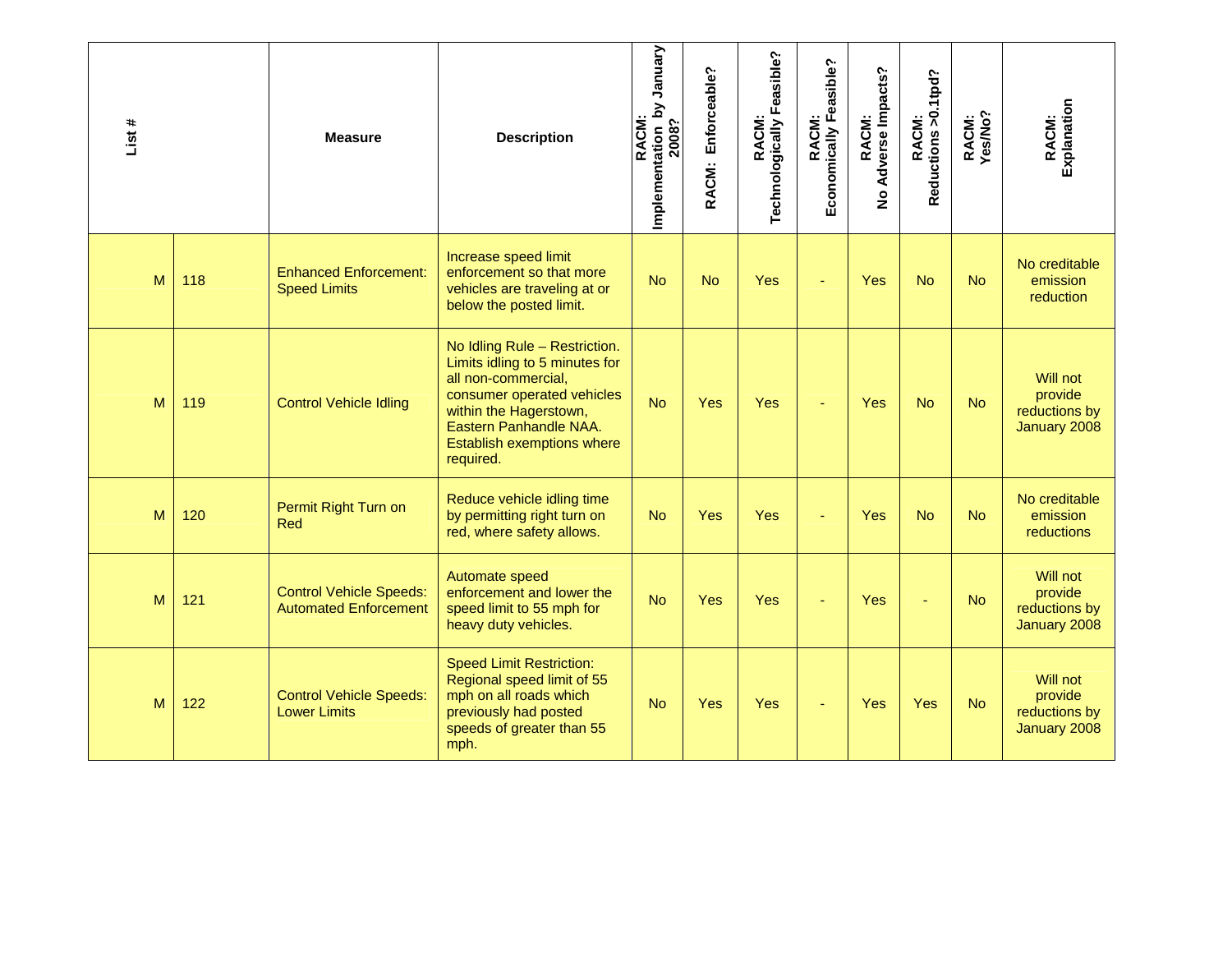| List # | | Measure | Description | RACM: Implementation by January 2008? | RACM: Enforceable? | RACM: Technologically Feasible? | RACM: Economically Feasible? | RACM: No Adverse Impacts? | RACM: Reductions >0.1tpd? | RACM: Yes/No? | RACM: Explanation |
|---|---|---|---|---|---|---|---|---|---|---|---|
| M | 118 | Enhanced Enforcement: Speed Limits | Increase speed limit enforcement so that more vehicles are traveling at or below the posted limit. | No | No | Yes | - | Yes | No | No | No creditable emission reduction |
| M | 119 | Control Vehicle Idling | No Idling Rule – Restriction. Limits idling to 5 minutes for all non-commercial, consumer operated vehicles within the Hagerstown, Eastern Panhandle NAA. Establish exemptions where required. | No | Yes | Yes | - | Yes | No | No | Will not provide reductions by January 2008 |
| M | 120 | Permit Right Turn on Red | Reduce vehicle idling time by permitting right turn on red, where safety allows. | No | Yes | Yes | - | Yes | No | No | No creditable emission reductions |
| M | 121 | Control Vehicle Speeds: Automated Enforcement | Automate speed enforcement and lower the speed limit to 55 mph for heavy duty vehicles. | No | Yes | Yes | - | Yes | - | No | Will not provide reductions by January 2008 |
| M | 122 | Control Vehicle Speeds: Lower Limits | Speed Limit Restriction: Regional speed limit of 55 mph on all roads which previously had posted speeds of greater than 55 mph. | No | Yes | Yes | - | Yes | Yes | No | Will not provide reductions by January 2008 |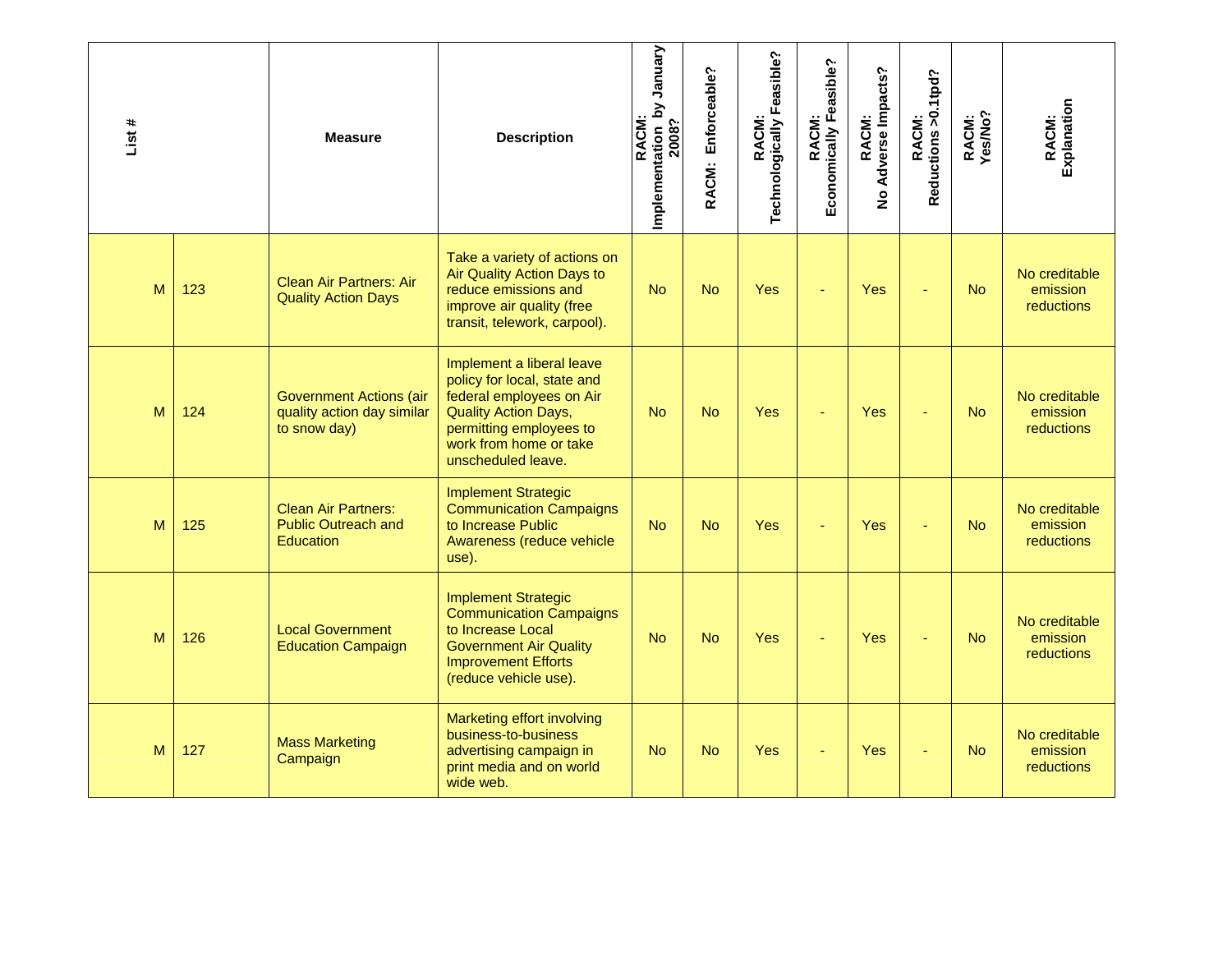| List # | | Measure | Description | RACM: Implementation by January 2008? | RACM: Enforceable? | RACM: Technologically Feasible? | RACM: Economically Feasible? | RACM: No Adverse Impacts? | RACM: Reductions >0.1tpd? | RACM: Yes/No? | RACM: Explanation |
|---|---|---|---|---|---|---|---|---|---|---|---|
| M | 123 | Clean Air Partners: Air Quality Action Days | Take a variety of actions on Air Quality Action Days to reduce emissions and improve air quality (free transit, telework, carpool). | No | No | Yes | - | Yes | - | No | No creditable emission reductions |
| M | 124 | Government Actions (air quality action day similar to snow day) | Implement a liberal leave policy for local, state and federal employees on Air Quality Action Days, permitting employees to work from home or take unscheduled leave. | No | No | Yes | - | Yes | - | No | No creditable emission reductions |
| M | 125 | Clean Air Partners: Public Outreach and Education | Implement Strategic Communication Campaigns to Increase Public Awareness (reduce vehicle use). | No | No | Yes | - | Yes | - | No | No creditable emission reductions |
| M | 126 | Local Government Education Campaign | Implement Strategic Communication Campaigns to Increase Local Government Air Quality Improvement Efforts (reduce vehicle use). | No | No | Yes | - | Yes | - | No | No creditable emission reductions |
| M | 127 | Mass Marketing Campaign | Marketing effort involving business-to-business advertising campaign in print media and on world wide web. | No | No | Yes | - | Yes | - | No | No creditable emission reductions |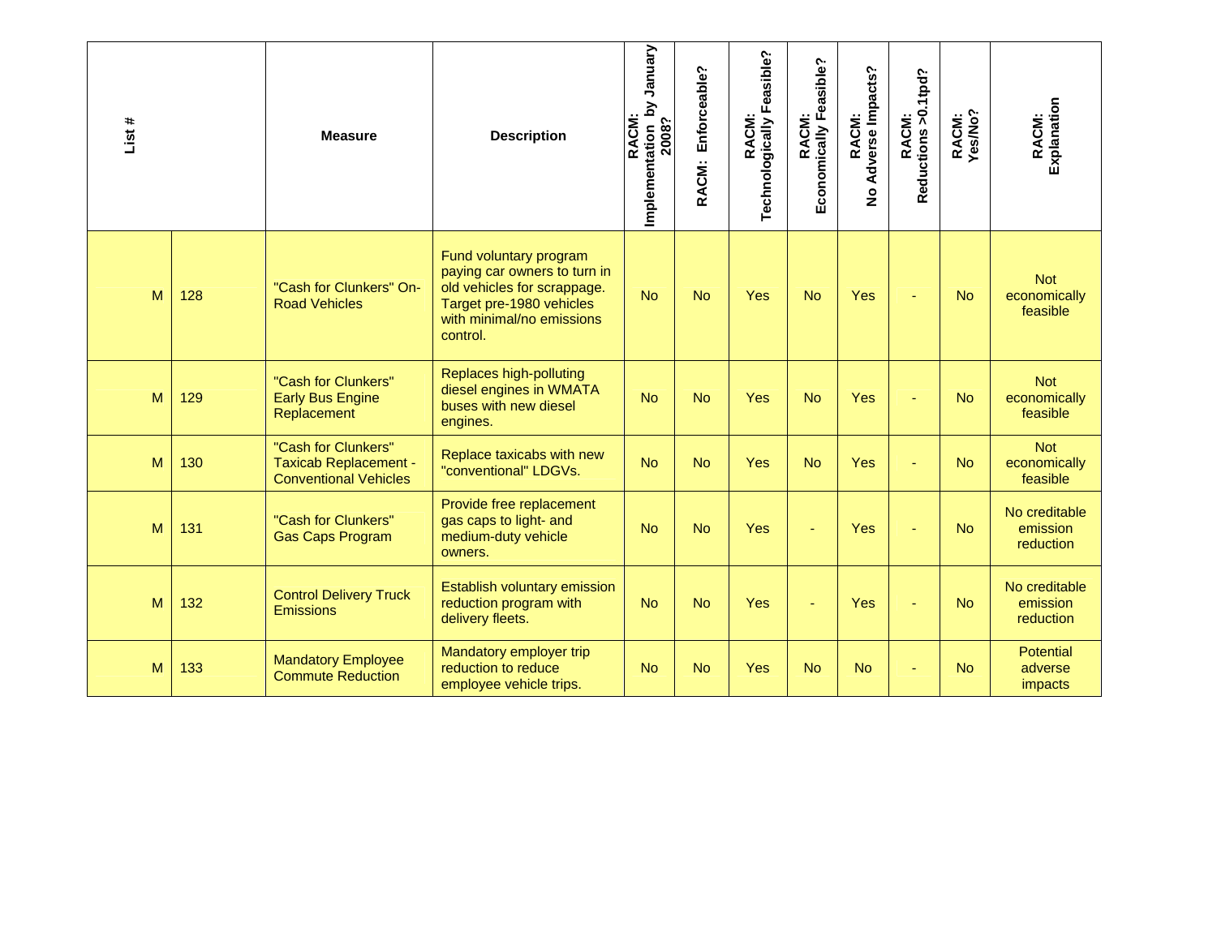| List # | | Measure | Description | RACM: Implementation by January 2008? | RACM: Enforceable? | RACM: Technologically Feasible? | RACM: Economically Feasible? | RACM: No Adverse Impacts? | RACM: Reductions >0.1tpd? | RACM: Yes/No? | RACM: Explanation |
|---|---|---|---|---|---|---|---|---|---|---|---|
| M | 128 | "Cash for Clunkers" On-Road Vehicles | Fund voluntary program paying car owners to turn in old vehicles for scrappage. Target pre-1980 vehicles with minimal/no emissions control. | No | No | Yes | No | Yes | - | No | Not economically feasible |
| M | 129 | "Cash for Clunkers" Early Bus Engine Replacement | Replaces high-polluting diesel engines in WMATA buses with new diesel engines. | No | No | Yes | No | Yes | - | No | Not economically feasible |
| M | 130 | "Cash for Clunkers" Taxicab Replacement - Conventional Vehicles | Replace taxicabs with new "conventional" LDGVs. | No | No | Yes | No | Yes | - | No | Not economically feasible |
| M | 131 | "Cash for Clunkers" Gas Caps Program | Provide free replacement gas caps to light- and medium-duty vehicle owners. | No | No | Yes | - | Yes | - | No | No creditable emission reduction |
| M | 132 | Control Delivery Truck Emissions | Establish voluntary emission reduction program with delivery fleets. | No | No | Yes | - | Yes | - | No | No creditable emission reduction |
| M | 133 | Mandatory Employee Commute Reduction | Mandatory employer trip reduction to reduce employee vehicle trips. | No | No | Yes | No | No | - | No | Potential adverse impacts |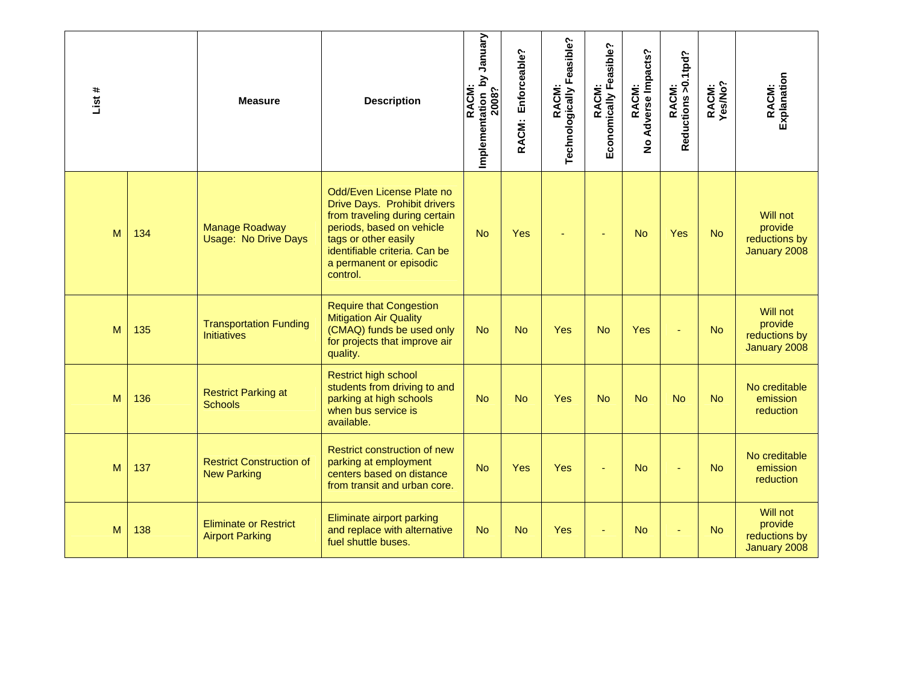| List # | | Measure | Description | RACM: Implementation by January 2008? | RACM: Enforceable? | RACM: Technologically Feasible? | RACM: Economically Feasible? | RACM: No Adverse Impacts? | RACM: Reductions >0.1tpd? | RACM: Yes/No? | RACM: Explanation |
|---|---|---|---|---|---|---|---|---|---|---|---|
| M | 134 | Manage Roadway Usage: No Drive Days | Odd/Even License Plate no Drive Days. Prohibit drivers from traveling during certain periods, based on vehicle tags or other easily identifiable criteria. Can be a permanent or episodic control. | No | Yes | - | - | No | Yes | No | Will not provide reductions by January 2008 |
| M | 135 | Transportation Funding Initiatives | Require that Congestion Mitigation Air Quality (CMAQ) funds be used only for projects that improve air quality. | No | No | Yes | No | Yes | - | No | Will not provide reductions by January 2008 |
| M | 136 | Restrict Parking at Schools | Restrict high school students from driving to and parking at high schools when bus service is available. | No | No | Yes | No | No | No | No | No creditable emission reduction |
| M | 137 | Restrict Construction of New Parking | Restrict construction of new parking at employment centers based on distance from transit and urban core. | No | Yes | Yes | - | No | - | No | No creditable emission reduction |
| M | 138 | Eliminate or Restrict Airport Parking | Eliminate airport parking and replace with alternative fuel shuttle buses. | No | No | Yes | - | No | - | No | Will not provide reductions by January 2008 |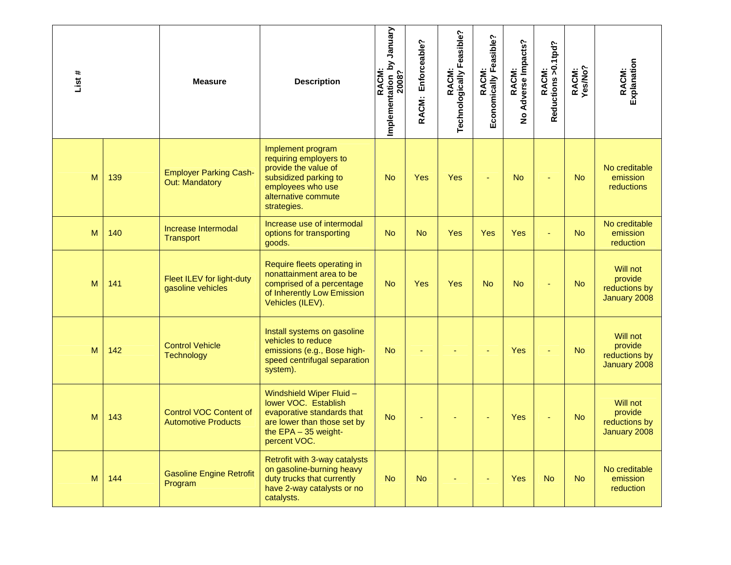| List # | | Measure | Description | RACM: Implementation by January 2008? | RACM: Enforceable? | RACM: Technologically Feasible? | RACM: Economically Feasible? | RACM: No Adverse Impacts? | RACM: Reductions >0.1tpd? | RACM: Yes/No? | RACM: Explanation |
|---|---|---|---|---|---|---|---|---|---|---|---|
| M | 139 | Employer Parking Cash-Out: Mandatory | Implement program requiring employers to provide the value of subsidized parking to employees who use alternative commute strategies. | No | Yes | Yes | - | No | - | No | No creditable emission reductions |
| M | 140 | Increase Intermodal Transport | Increase use of intermodal options for transporting goods. | No | No | Yes | Yes | Yes | - | No | No creditable emission reduction |
| M | 141 | Fleet ILEV for light-duty gasoline vehicles | Require fleets operating in nonattainment area to be comprised of a percentage of Inherently Low Emission Vehicles (ILEV). | No | Yes | Yes | No | No | - | No | Will not provide reductions by January 2008 |
| M | 142 | Control Vehicle Technology | Install systems on gasoline vehicles to reduce emissions (e.g., Bose high-speed centrifugal separation system). | No | - | - | - | Yes | - | No | Will not provide reductions by January 2008 |
| M | 143 | Control VOC Content of Automotive Products | Windshield Wiper Fluid – lower VOC. Establish evaporative standards that are lower than those set by the EPA – 35 weight-percent VOC. | No | - | - | - | Yes | - | No | Will not provide reductions by January 2008 |
| M | 144 | Gasoline Engine Retrofit Program | Retrofit with 3-way catalysts on gasoline-burning heavy duty trucks that currently have 2-way catalysts or no catalysts. | No | No | - | - | Yes | No | No | No creditable emission reduction |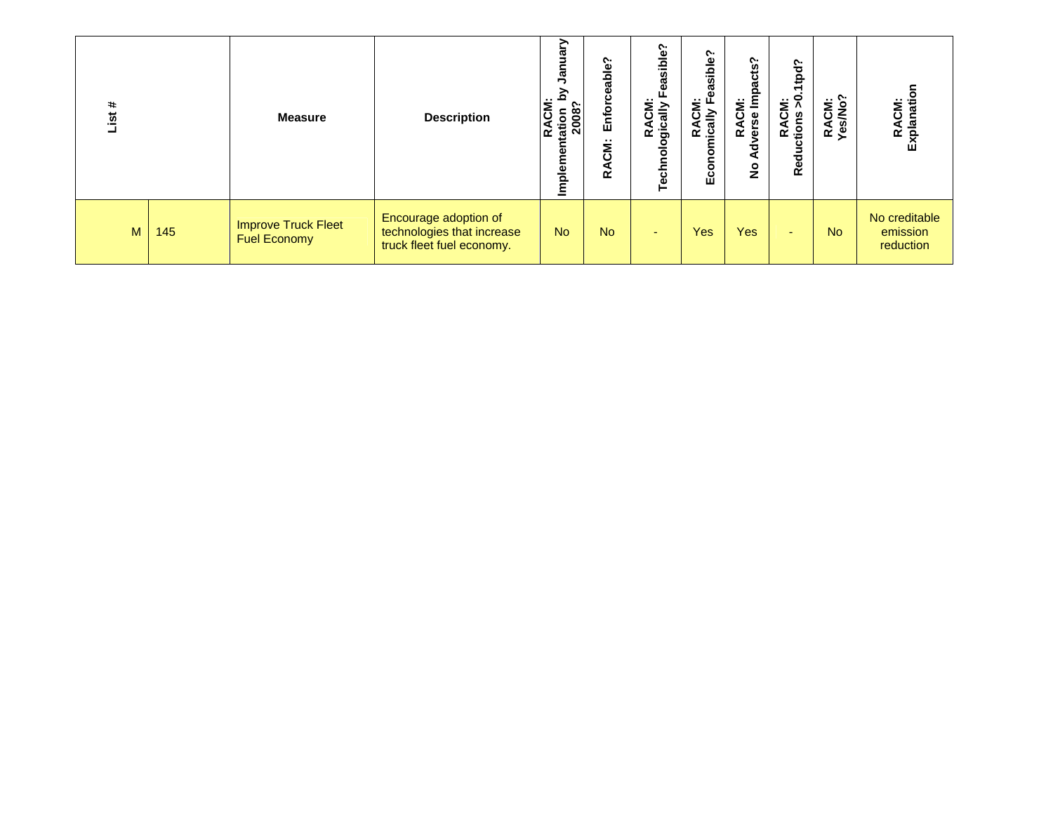| List # | | Measure | Description | RACM: Implementation by January 2008? | RACM: Enforceable? | RACM: Technologically Feasible? | RACM: Economically Feasible? | RACM: No Adverse Impacts? | RACM: Reductions >0.1tpd? | RACM: Yes/No? | RACM: Explanation |
|---|---|---|---|---|---|---|---|---|---|---|---|
| M | 145 | Improve Truck Fleet Fuel Economy | Encourage adoption of technologies that increase truck fleet fuel economy. | No | No | - | Yes | Yes | - | No | No creditable emission reduction |